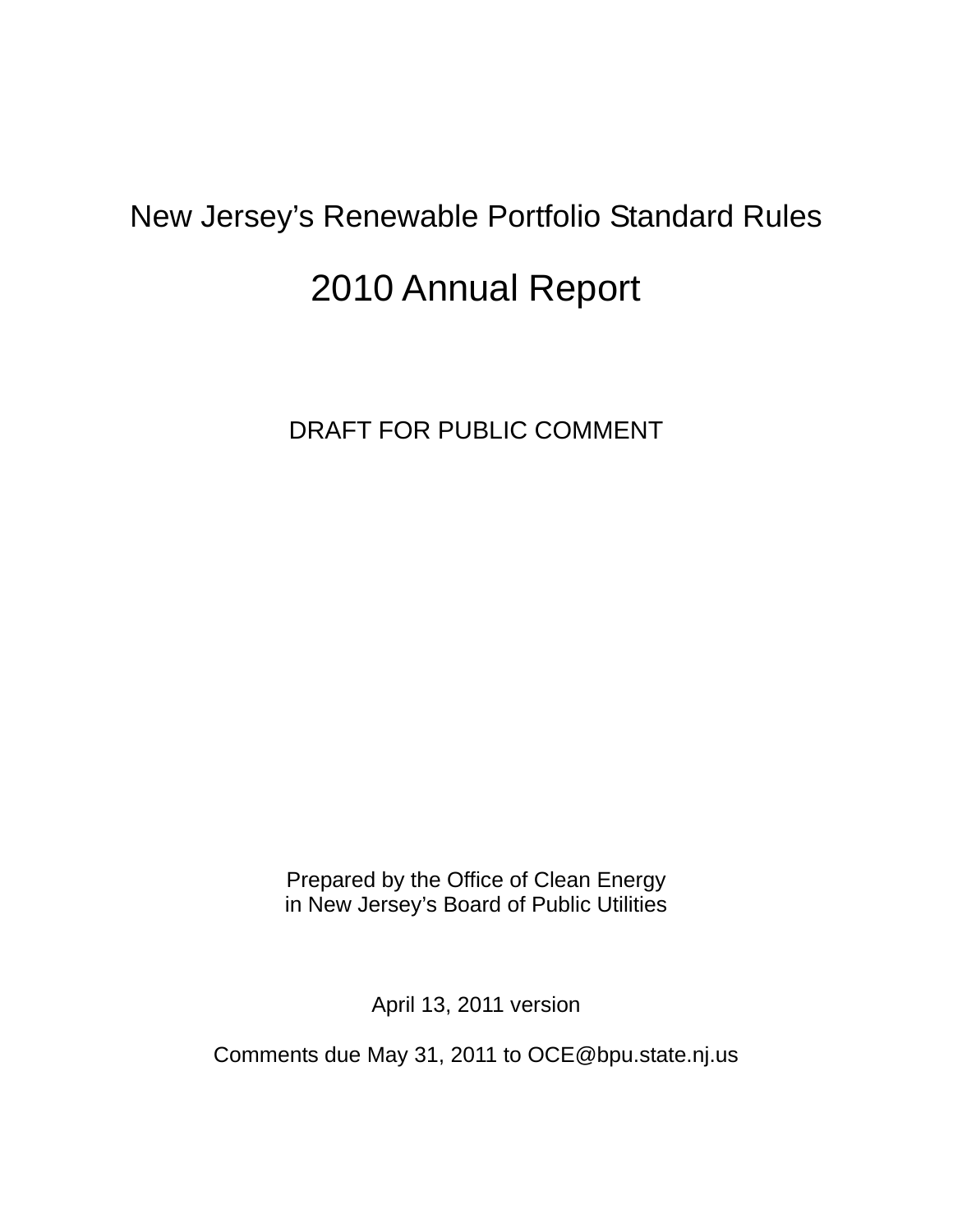# New Jersey's Renewable Portfolio Standard Rules

# 2010 Annual Report

DRAFT FOR PUBLIC COMMENT

Prepared by the Office of Clean Energy
in New Jersey's Board of Public Utilities

April 13, 2011 version

Comments due May 31, 2011 to OCE@bpu.state.nj.us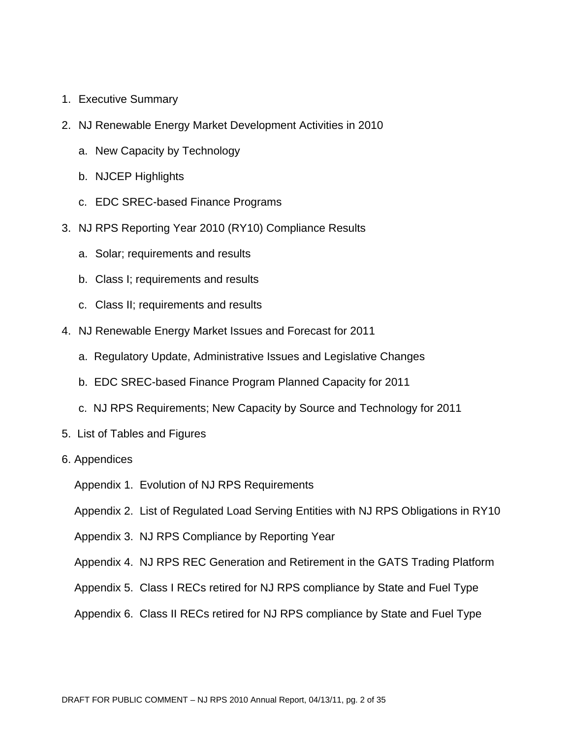1. Executive Summary
2. NJ Renewable Energy Market Development Activities in 2010
   a. New Capacity by Technology
   b. NJCEP Highlights
   c. EDC SREC-based Finance Programs
3. NJ RPS Reporting Year 2010 (RY10) Compliance Results
   a. Solar; requirements and results
   b. Class I; requirements and results
   c. Class II; requirements and results
4. NJ Renewable Energy Market Issues and Forecast for 2011
   a. Regulatory Update, Administrative Issues and Legislative Changes
   b. EDC SREC-based Finance Program Planned Capacity for 2011
   c. NJ RPS Requirements; New Capacity by Source and Technology for 2011
5. List of Tables and Figures
6. Appendices

   Appendix 1. Evolution of NJ RPS Requirements

   Appendix 2. List of Regulated Load Serving Entities with NJ RPS Obligations in RY10

   Appendix 3. NJ RPS Compliance by Reporting Year

   Appendix 4. NJ RPS REC Generation and Retirement in the GATS Trading Platform

   Appendix 5. Class I RECs retired for NJ RPS compliance by State and Fuel Type

   Appendix 6. Class II RECs retired for NJ RPS compliance by State and Fuel Type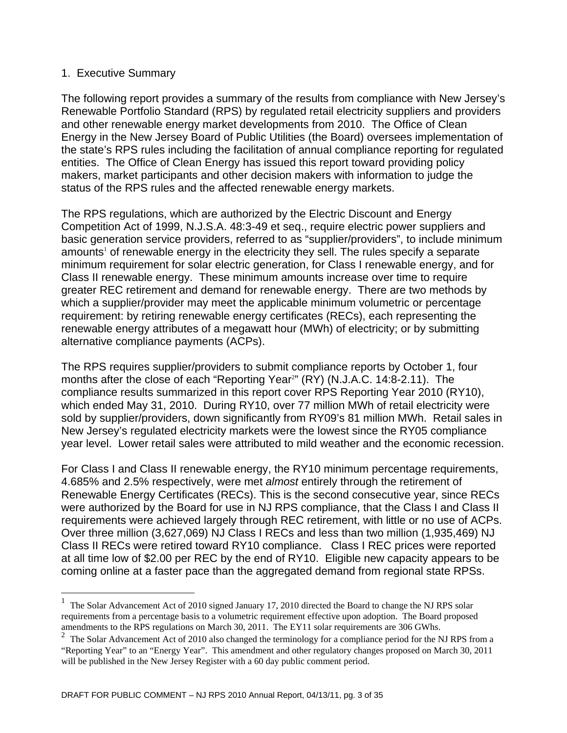## 1. Executive Summary

The following report provides a summary of the results from compliance with New Jersey's Renewable Portfolio Standard (RPS) by regulated retail electricity suppliers and providers and other renewable energy market developments from 2010. The Office of Clean Energy in the New Jersey Board of Public Utilities (the Board) oversees implementation of the state's RPS rules including the facilitation of annual compliance reporting for regulated entities. The Office of Clean Energy has issued this report toward providing policy makers, market participants and other decision makers with information to judge the status of the RPS rules and the affected renewable energy markets.

The RPS regulations, which are authorized by the Electric Discount and Energy Competition Act of 1999, N.J.S.A. 48:3-49 et seq., require electric power suppliers and basic generation service providers, referred to as "supplier/providers", to include minimum amounts[1] of renewable energy in the electricity they sell. The rules specify a separate minimum requirement for solar electric generation, for Class I renewable energy, and for Class II renewable energy. These minimum amounts increase over time to require greater REC retirement and demand for renewable energy. There are two methods by which a supplier/provider may meet the applicable minimum volumetric or percentage requirement: by retiring renewable energy certificates (RECs), each representing the renewable energy attributes of a megawatt hour (MWh) of electricity; or by submitting alternative compliance payments (ACPs).

The RPS requires supplier/providers to submit compliance reports by October 1, four months after the close of each "Reporting Year[2]" (RY) (N.J.A.C. 14:8-2.11). The compliance results summarized in this report cover RPS Reporting Year 2010 (RY10), which ended May 31, 2010. During RY10, over 77 million MWh of retail electricity were sold by supplier/providers, down significantly from RY09's 81 million MWh. Retail sales in New Jersey's regulated electricity markets were the lowest since the RY05 compliance year level. Lower retail sales were attributed to mild weather and the economic recession.

For Class I and Class II renewable energy, the RY10 minimum percentage requirements, 4.685% and 2.5% respectively, were met *almost* entirely through the retirement of Renewable Energy Certificates (RECs). This is the second consecutive year, since RECs were authorized by the Board for use in NJ RPS compliance, that the Class I and Class II requirements were achieved largely through REC retirement, with little or no use of ACPs. Over three million (3,627,069) NJ Class I RECs and less than two million (1,935,469) NJ Class II RECs were retired toward RY10 compliance. Class I REC prices were reported at all time low of $2.00 per REC by the end of RY10. Eligible new capacity appears to be coming online at a faster pace than the aggregated demand from regional state RPSs.

[1] The Solar Advancement Act of 2010 signed January 17, 2010 directed the Board to change the NJ RPS solar requirements from a percentage basis to a volumetric requirement effective upon adoption. The Board proposed amendments to the RPS regulations on March 30, 2011. The EY11 solar requirements are 306 GWhs.

[2] The Solar Advancement Act of 2010 also changed the terminology for a compliance period for the NJ RPS from a "Reporting Year" to an "Energy Year". This amendment and other regulatory changes proposed on March 30, 2011 will be published in the New Jersey Register with a 60 day public comment period.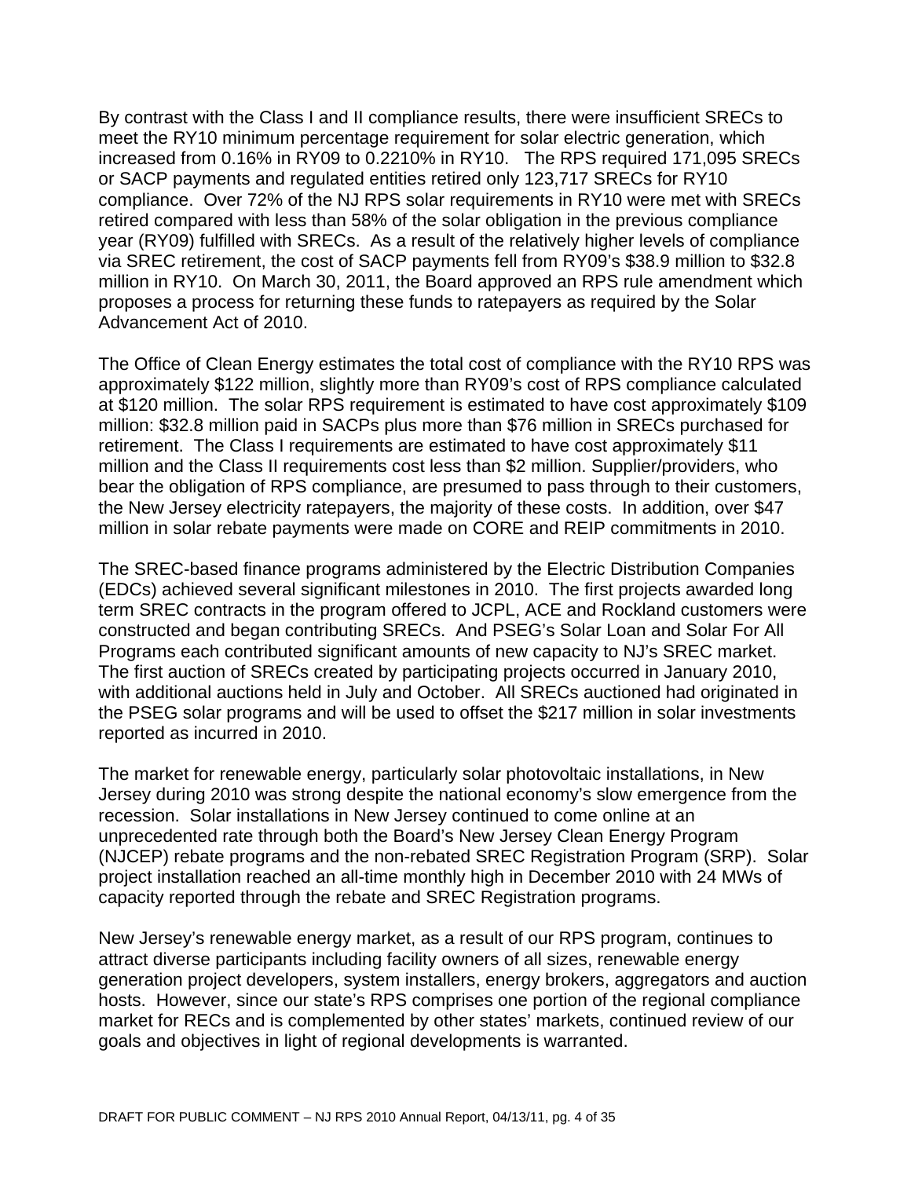By contrast with the Class I and II compliance results, there were insufficient SRECs to meet the RY10 minimum percentage requirement for solar electric generation, which increased from 0.16% in RY09 to 0.2210% in RY10. The RPS required 171,095 SRECs or SACP payments and regulated entities retired only 123,717 SRECs for RY10 compliance. Over 72% of the NJ RPS solar requirements in RY10 were met with SRECs retired compared with less than 58% of the solar obligation in the previous compliance year (RY09) fulfilled with SRECs. As a result of the relatively higher levels of compliance via SREC retirement, the cost of SACP payments fell from RY09's $38.9 million to $32.8 million in RY10. On March 30, 2011, the Board approved an RPS rule amendment which proposes a process for returning these funds to ratepayers as required by the Solar Advancement Act of 2010.

The Office of Clean Energy estimates the total cost of compliance with the RY10 RPS was approximately $122 million, slightly more than RY09's cost of RPS compliance calculated at $120 million. The solar RPS requirement is estimated to have cost approximately $109 million: $32.8 million paid in SACPs plus more than $76 million in SRECs purchased for retirement. The Class I requirements are estimated to have cost approximately $11 million and the Class II requirements cost less than $2 million. Supplier/providers, who bear the obligation of RPS compliance, are presumed to pass through to their customers, the New Jersey electricity ratepayers, the majority of these costs. In addition, over $47 million in solar rebate payments were made on CORE and REIP commitments in 2010.

The SREC-based finance programs administered by the Electric Distribution Companies (EDCs) achieved several significant milestones in 2010. The first projects awarded long term SREC contracts in the program offered to JCPL, ACE and Rockland customers were constructed and began contributing SRECs. And PSEG's Solar Loan and Solar For All Programs each contributed significant amounts of new capacity to NJ's SREC market. The first auction of SRECs created by participating projects occurred in January 2010, with additional auctions held in July and October. All SRECs auctioned had originated in the PSEG solar programs and will be used to offset the $217 million in solar investments reported as incurred in 2010.

The market for renewable energy, particularly solar photovoltaic installations, in New Jersey during 2010 was strong despite the national economy's slow emergence from the recession. Solar installations in New Jersey continued to come online at an unprecedented rate through both the Board's New Jersey Clean Energy Program (NJCEP) rebate programs and the non-rebated SREC Registration Program (SRP). Solar project installation reached an all-time monthly high in December 2010 with 24 MWs of capacity reported through the rebate and SREC Registration programs.

New Jersey's renewable energy market, as a result of our RPS program, continues to attract diverse participants including facility owners of all sizes, renewable energy generation project developers, system installers, energy brokers, aggregators and auction hosts. However, since our state's RPS comprises one portion of the regional compliance market for RECs and is complemented by other states' markets, continued review of our goals and objectives in light of regional developments is warranted.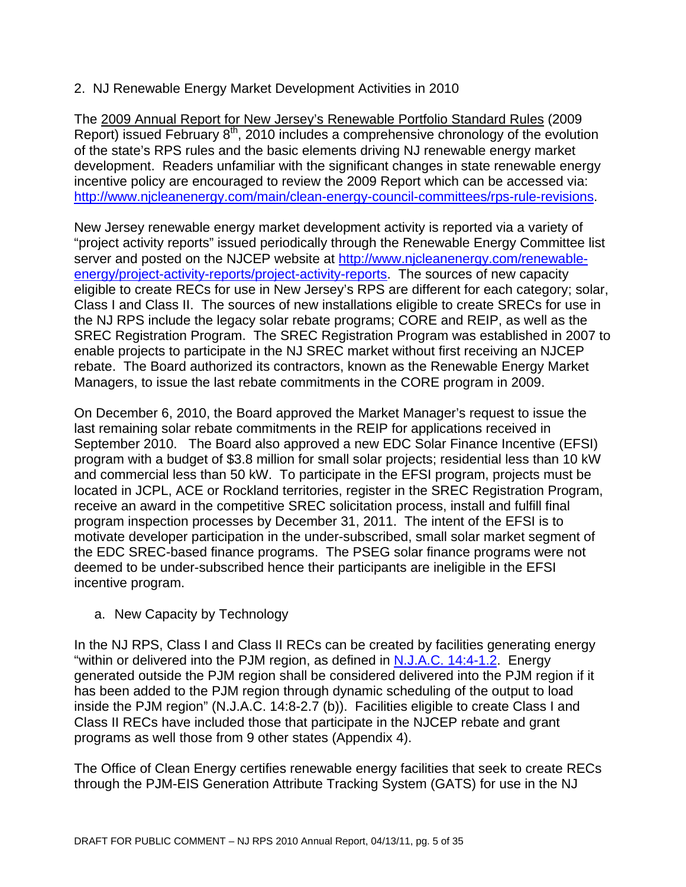## 2. NJ Renewable Energy Market Development Activities in 2010

The 2009 Annual Report for New Jersey's Renewable Portfolio Standard Rules (2009 Report) issued February 8th, 2010 includes a comprehensive chronology of the evolution of the state's RPS rules and the basic elements driving NJ renewable energy market development. Readers unfamiliar with the significant changes in state renewable energy incentive policy are encouraged to review the 2009 Report which can be accessed via: http://www.njcleanenergy.com/main/clean-energy-council-committees/rps-rule-revisions.

New Jersey renewable energy market development activity is reported via a variety of "project activity reports" issued periodically through the Renewable Energy Committee list server and posted on the NJCEP website at http://www.njcleanenergy.com/renewable-energy/project-activity-reports/project-activity-reports. The sources of new capacity eligible to create RECs for use in New Jersey's RPS are different for each category; solar, Class I and Class II. The sources of new installations eligible to create SRECs for use in the NJ RPS include the legacy solar rebate programs; CORE and REIP, as well as the SREC Registration Program. The SREC Registration Program was established in 2007 to enable projects to participate in the NJ SREC market without first receiving an NJCEP rebate. The Board authorized its contractors, known as the Renewable Energy Market Managers, to issue the last rebate commitments in the CORE program in 2009.

On December 6, 2010, the Board approved the Market Manager's request to issue the last remaining solar rebate commitments in the REIP for applications received in September 2010. The Board also approved a new EDC Solar Finance Incentive (EFSI) program with a budget of $3.8 million for small solar projects; residential less than 10 kW and commercial less than 50 kW. To participate in the EFSI program, projects must be located in JCPL, ACE or Rockland territories, register in the SREC Registration Program, receive an award in the competitive SREC solicitation process, install and fulfill final program inspection processes by December 31, 2011. The intent of the EFSI is to motivate developer participation in the under-subscribed, small solar market segment of the EDC SREC-based finance programs. The PSEG solar finance programs were not deemed to be under-subscribed hence their participants are ineligible in the EFSI incentive program.

### a. New Capacity by Technology

In the NJ RPS, Class I and Class II RECs can be created by facilities generating energy "within or delivered into the PJM region, as defined in N.J.A.C. 14:4-1.2. Energy generated outside the PJM region shall be considered delivered into the PJM region if it has been added to the PJM region through dynamic scheduling of the output to load inside the PJM region" (N.J.A.C. 14:8-2.7 (b)). Facilities eligible to create Class I and Class II RECs have included those that participate in the NJCEP rebate and grant programs as well those from 9 other states (Appendix 4).

The Office of Clean Energy certifies renewable energy facilities that seek to create RECs through the PJM-EIS Generation Attribute Tracking System (GATS) for use in the NJ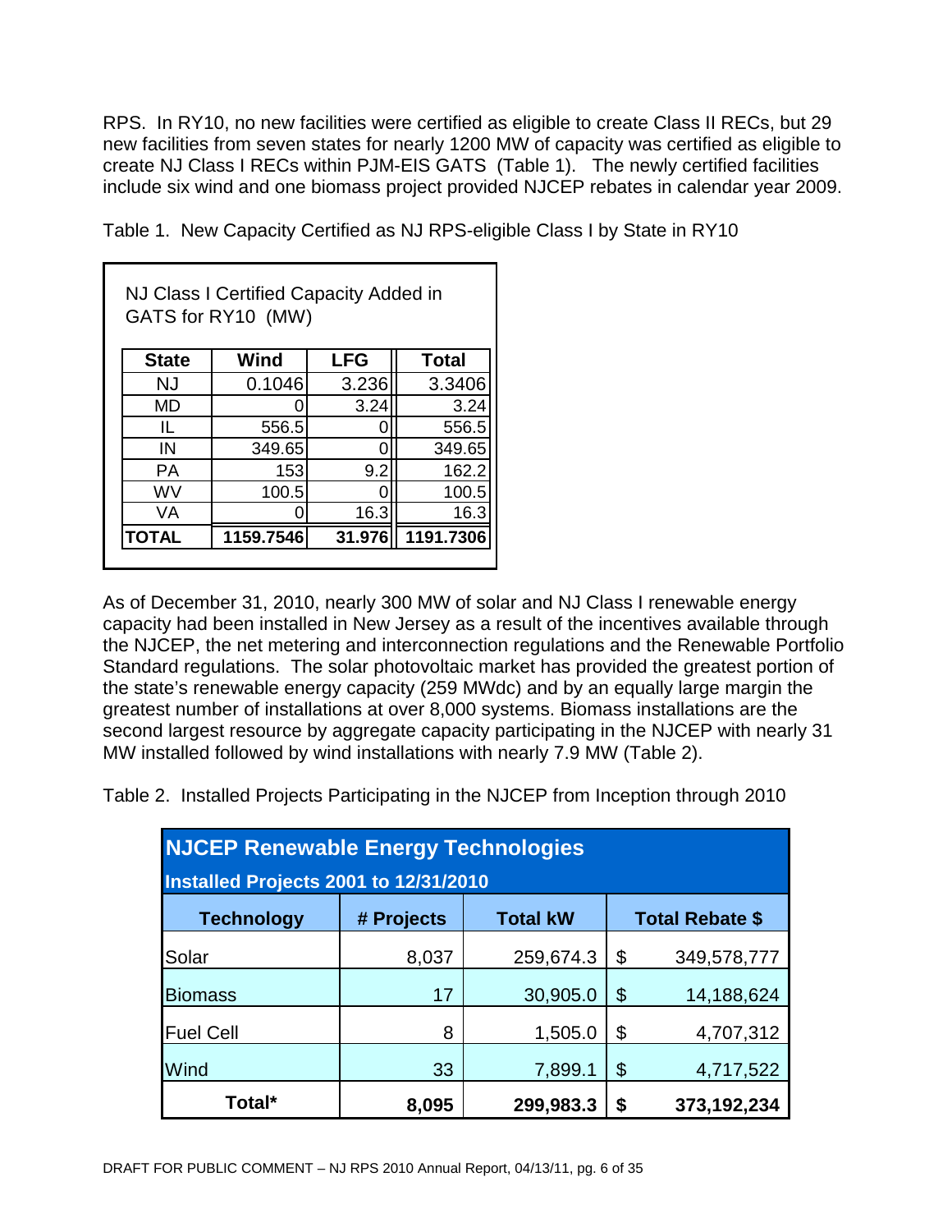RPS. In RY10, no new facilities were certified as eligible to create Class II RECs, but 29 new facilities from seven states for nearly 1200 MW of capacity was certified as eligible to create NJ Class I RECs within PJM-EIS GATS (Table 1). The newly certified facilities include six wind and one biomass project provided NJCEP rebates in calendar year 2009.

Table 1. New Capacity Certified as NJ RPS-eligible Class I by State in RY10

NJ Class I Certified Capacity Added in GATS for RY10 (MW)

| State | Wind | LFG | Total |
|---|---|---|---|
| NJ | 0.1046 | 3.236 | 3.3406 |
| MD | 0 | 3.24 | 3.24 |
| IL | 556.5 | 0 | 556.5 |
| IN | 349.65 | 0 | 349.65 |
| PA | 153 | 9.2 | 162.2 |
| WV | 100.5 | 0 | 100.5 |
| VA | 0 | 16.3 | 16.3 |
| **TOTAL** | **1159.7546** | **31.976** | **1191.7306** |

As of December 31, 2010, nearly 300 MW of solar and NJ Class I renewable energy capacity had been installed in New Jersey as a result of the incentives available through the NJCEP, the net metering and interconnection regulations and the Renewable Portfolio Standard regulations. The solar photovoltaic market has provided the greatest portion of the state's renewable energy capacity (259 MWdc) and by an equally large margin the greatest number of installations at over 8,000 systems. Biomass installations are the second largest resource by aggregate capacity participating in the NJCEP with nearly 31 MW installed followed by wind installations with nearly 7.9 MW (Table 2).

Table 2. Installed Projects Participating in the NJCEP from Inception through 2010

**NJCEP Renewable Energy Technologies**
**Installed Projects 2001 to 12/31/2010**

| Technology | # Projects | Total kW | Total Rebate $ |
|---|---|---|---|
| Solar | 8,037 | 259,674.3 | $ 349,578,777 |
| Biomass | 17 | 30,905.0 | $ 14,188,624 |
| Fuel Cell | 8 | 1,505.0 | $ 4,707,312 |
| Wind | 33 | 7,899.1 | $ 4,717,522 |
| **Total*** | **8,095** | **299,983.3** | **$ 373,192,234** |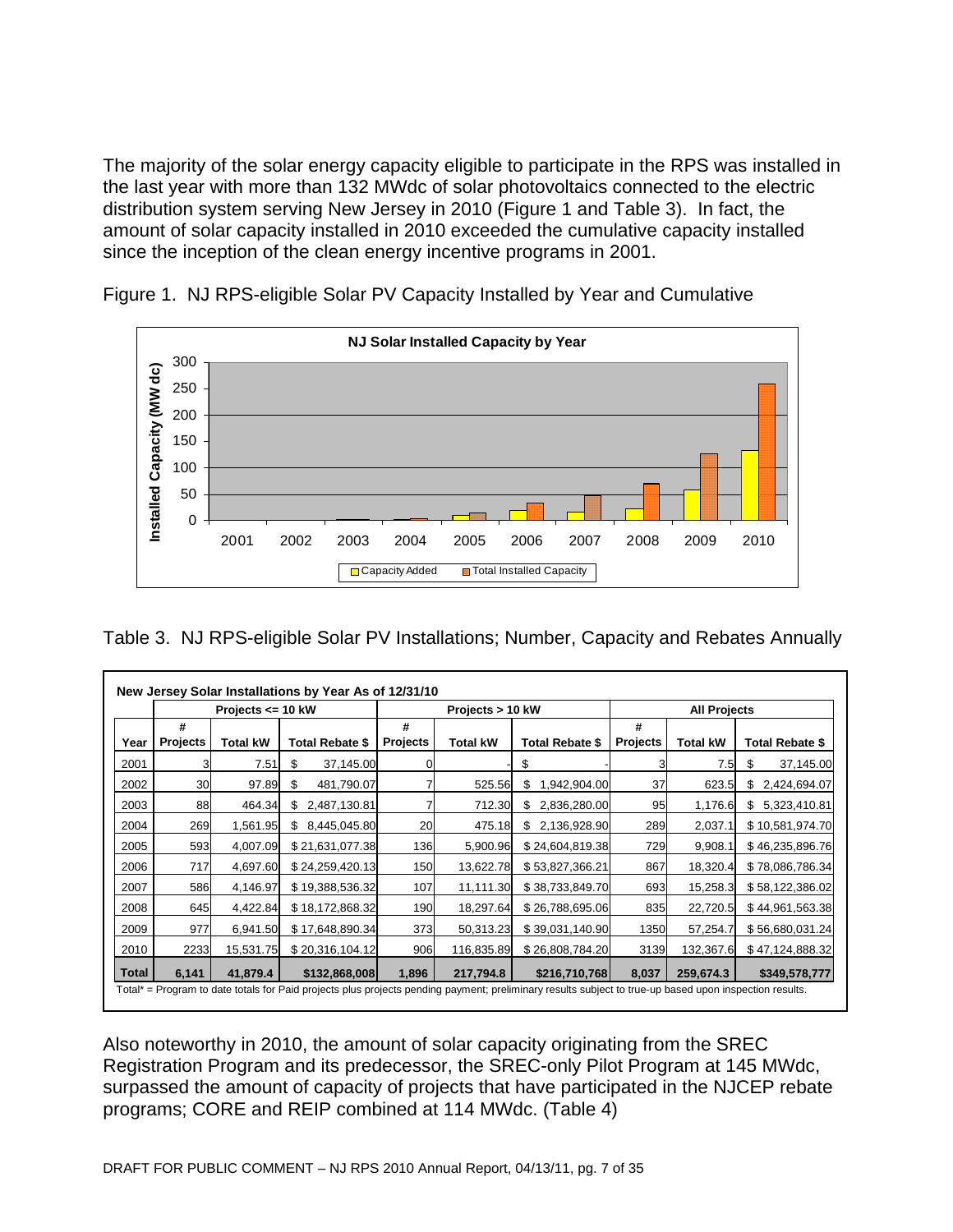The majority of the solar energy capacity eligible to participate in the RPS was installed in the last year with more than 132 MWdc of solar photovoltaics connected to the electric distribution system serving New Jersey in 2010 (Figure 1 and Table 3). In fact, the amount of solar capacity installed in 2010 exceeded the cumulative capacity installed since the inception of the clean energy incentive programs in 2001.

Figure 1. NJ RPS-eligible Solar PV Capacity Installed by Year and Cumulative

Table 3. NJ RPS-eligible Solar PV Installations; Number, Capacity and Rebates Annually

**New Jersey Solar Installations by Year As of 12/31/10**

| | Projects <= 10 kW | | | Projects > 10 kW | | | All Projects | | |
|---|---|---|---|---|---|---|---|---|---|
| Year | # Projects | Total kW | Total Rebate $ | # Projects | Total kW | Total Rebate $ | # Projects | Total kW | Total Rebate $ |
| 2001 | 3 | 7.51 | $ 37,145.00 | 0 | - | $ - | 3 | 7.5 | $ 37,145.00 |
| 2002 | 30 | 97.89 | $ 481,790.07 | 7 | 525.56 | $ 1,942,904.00 | 37 | 623.5 | $ 2,424,694.07 |
| 2003 | 88 | 464.34 | $ 2,487,130.81 | 7 | 712.30 | $ 2,836,280.00 | 95 | 1,176.6 | $ 5,323,410.81 |
| 2004 | 269 | 1,561.95 | $ 8,445,045.80 | 20 | 475.18 | $ 2,136,928.90 | 289 | 2,037.1 | $ 10,581,974.70 |
| 2005 | 593 | 4,007.09 | $ 21,631,077.38 | 136 | 5,900.96 | $ 24,604,819.38 | 729 | 9,908.1 | $ 46,235,896.76 |
| 2006 | 717 | 4,697.60 | $ 24,259,420.13 | 150 | 13,622.78 | $ 53,827,366.21 | 867 | 18,320.4 | $ 78,086,786.34 |
| 2007 | 586 | 4,146.97 | $ 19,388,536.32 | 107 | 11,111.30 | $ 38,733,849.70 | 693 | 15,258.3 | $ 58,122,386.02 |
| 2008 | 645 | 4,422.84 | $ 18,172,868.32 | 190 | 18,297.64 | $ 26,788,695.06 | 835 | 22,720.5 | $ 44,961,563.38 |
| 2009 | 977 | 6,941.50 | $ 17,648,890.34 | 373 | 50,313.23 | $ 39,031,140.90 | 1350 | 57,254.7 | $ 56,680,031.24 |
| 2010 | 2233 | 15,531.75 | $ 20,316,104.12 | 906 | 116,835.89 | $ 26,808,784.20 | 3139 | 132,367.6 | $ 47,124,888.32 |
| **Total** | **6,141** | **41,879.4** | **$132,868,008** | **1,896** | **217,794.8** | **$216,710,768** | **8,037** | **259,674.3** | **$349,578,777** |

Total* = Program to date totals for Paid projects plus projects pending payment; preliminary results subject to true-up based upon inspection results.

Also noteworthy in 2010, the amount of solar capacity originating from the SREC Registration Program and its predecessor, the SREC-only Pilot Program at 145 MWdc, surpassed the amount of capacity of projects that have participated in the NJCEP rebate programs; CORE and REIP combined at 114 MWdc. (Table 4)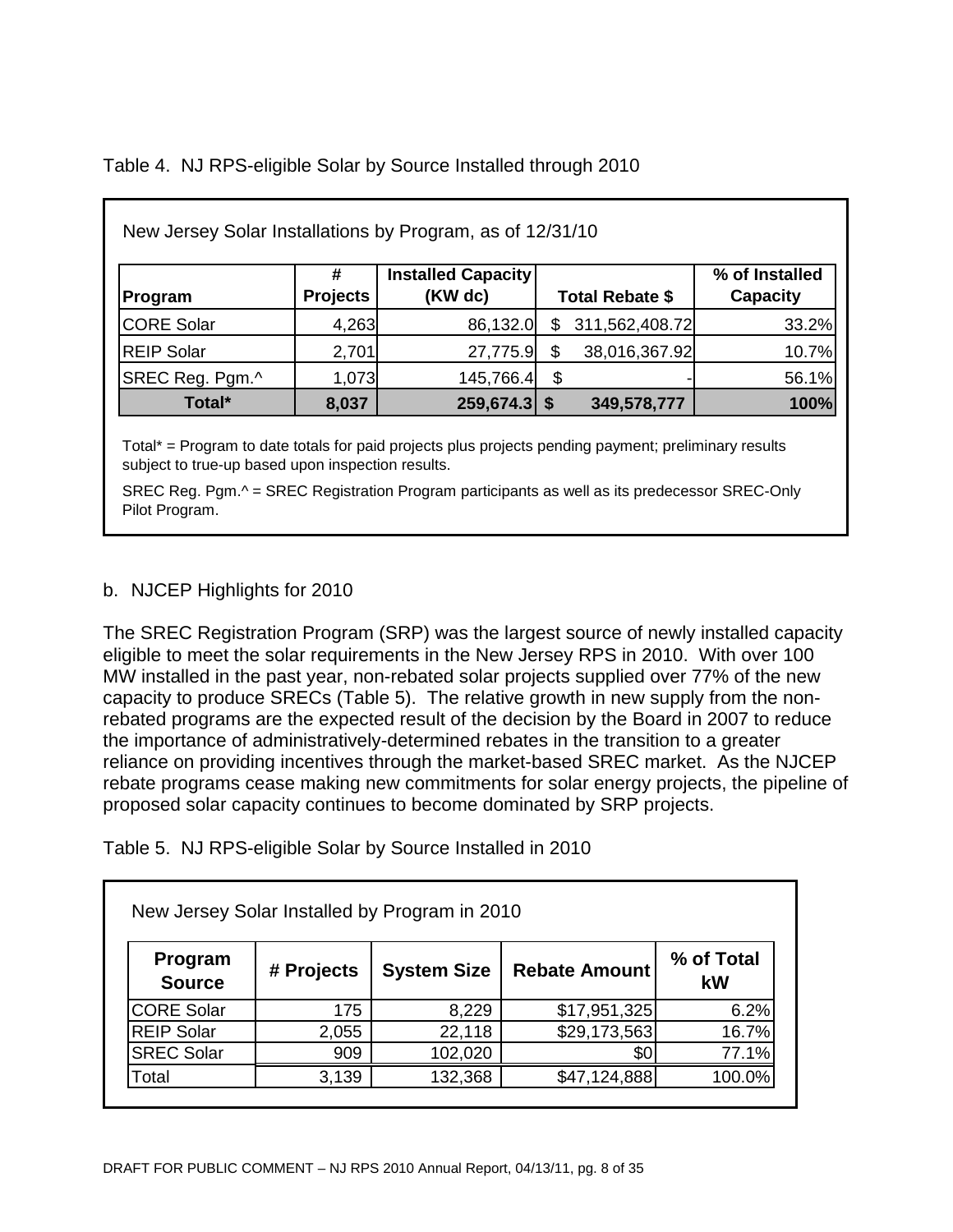Table 4. NJ RPS-eligible Solar by Source Installed through 2010

New Jersey Solar Installations by Program, as of 12/31/10

| Program | # Projects | Installed Capacity (KW dc) | Total Rebate $ | % of Installed Capacity |
|---|---|---|---|---|
| CORE Solar | 4,263 | 86,132.0 | $ 311,562,408.72 | 33.2% |
| REIP Solar | 2,701 | 27,775.9 | $ 38,016,367.92 | 10.7% |
| SREC Reg. Pgm.^ | 1,073 | 145,766.4 | $ - | 56.1% |
| **Total*** | **8,037** | **259,674.3** | **$ 349,578,777** | **100%** |

Total* = Program to date totals for paid projects plus projects pending payment; preliminary results subject to true-up based upon inspection results.

SREC Reg. Pgm.^ = SREC Registration Program participants as well as its predecessor SREC-Only Pilot Program.

## b. NJCEP Highlights for 2010

The SREC Registration Program (SRP) was the largest source of newly installed capacity eligible to meet the solar requirements in the New Jersey RPS in 2010. With over 100 MW installed in the past year, non-rebated solar projects supplied over 77% of the new capacity to produce SRECs (Table 5). The relative growth in new supply from the non-rebated programs are the expected result of the decision by the Board in 2007 to reduce the importance of administratively-determined rebates in the transition to a greater reliance on providing incentives through the market-based SREC market. As the NJCEP rebate programs cease making new commitments for solar energy projects, the pipeline of proposed solar capacity continues to become dominated by SRP projects.

Table 5. NJ RPS-eligible Solar by Source Installed in 2010

New Jersey Solar Installed by Program in 2010

| Program Source | # Projects | System Size | Rebate Amount | % of Total kW |
|---|---|---|---|---|
| CORE Solar | 175 | 8,229 | $17,951,325 | 6.2% |
| REIP Solar | 2,055 | 22,118 | $29,173,563 | 16.7% |
| SREC Solar | 909 | 102,020 | $0 | 77.1% |
| Total | 3,139 | 132,368 | $47,124,888 | 100.0% |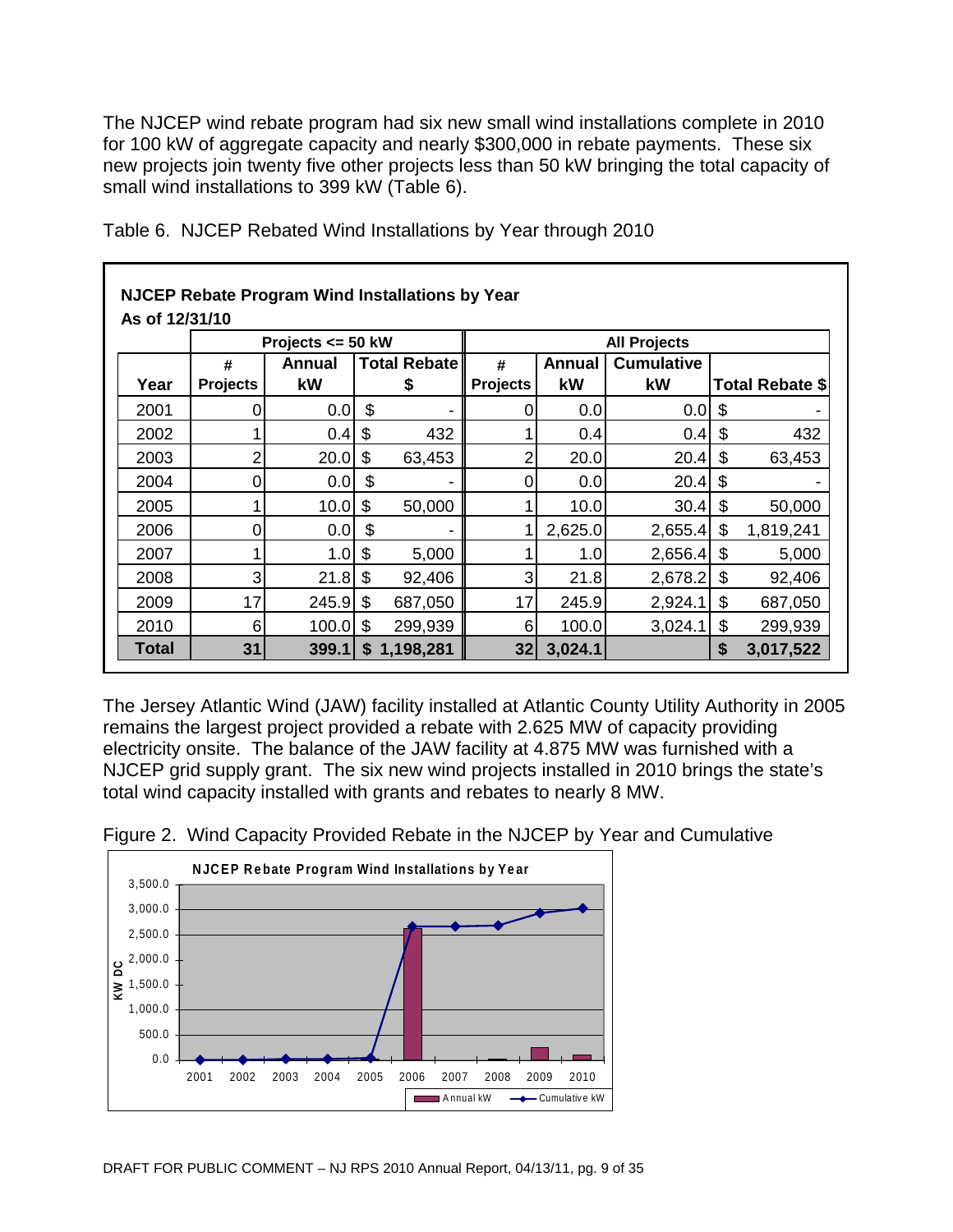The NJCEP wind rebate program had six new small wind installations complete in 2010 for 100 kW of aggregate capacity and nearly $300,000 in rebate payments. These six new projects join twenty five other projects less than 50 kW bringing the total capacity of small wind installations to 399 kW (Table 6).

Table 6. NJCEP Rebated Wind Installations by Year through 2010

**NJCEP Rebate Program Wind Installations by Year**
**As of 12/31/10**

| | Projects <= 50 kW | | | All Projects | | | |
|---|---|---|---|---|---|---|---|
| Year | # Projects | Annual kW | Total Rebate $ | # Projects | Annual kW | Cumulative kW | Total Rebate $ |
| 2001 | 0 | 0.0 | $ - | 0 | 0.0 | 0.0 | $ - |
| 2002 | 1 | 0.4 | $ 432 | 1 | 0.4 | 0.4 | $ 432 |
| 2003 | 2 | 20.0 | $ 63,453 | 2 | 20.0 | 20.4 | $ 63,453 |
| 2004 | 0 | 0.0 | $ - | 0 | 0.0 | 20.4 | $ - |
| 2005 | 1 | 10.0 | $ 50,000 | 1 | 10.0 | 30.4 | $ 50,000 |
| 2006 | 0 | 0.0 | $ - | 1 | 2,625.0 | 2,655.4 | $ 1,819,241 |
| 2007 | 1 | 1.0 | $ 5,000 | 1 | 1.0 | 2,656.4 | $ 5,000 |
| 2008 | 3 | 21.8 | $ 92,406 | 3 | 21.8 | 2,678.2 | $ 92,406 |
| 2009 | 17 | 245.9 | $ 687,050 | 17 | 245.9 | 2,924.1 | $ 687,050 |
| 2010 | 6 | 100.0 | $ 299,939 | 6 | 100.0 | 3,024.1 | $ 299,939 |
| **Total** | **31** | **399.1** | **$ 1,198,281** | **32** | **3,024.1** | | **$ 3,017,522** |

The Jersey Atlantic Wind (JAW) facility installed at Atlantic County Utility Authority in 2005 remains the largest project provided a rebate with 2.625 MW of capacity providing electricity onsite. The balance of the JAW facility at 4.875 MW was furnished with a NJCEP grid supply grant. The six new wind projects installed in 2010 brings the state's total wind capacity installed with grants and rebates to nearly 8 MW.

Figure 2. Wind Capacity Provided Rebate in the NJCEP by Year and Cumulative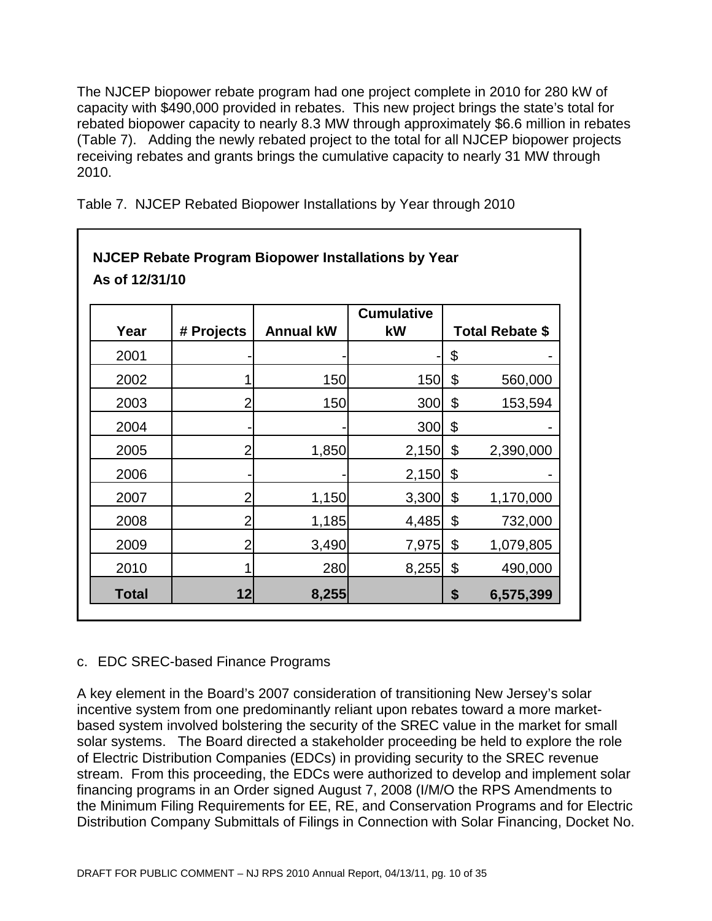The NJCEP biopower rebate program had one project complete in 2010 for 280 kW of capacity with $490,000 provided in rebates. This new project brings the state's total for rebated biopower capacity to nearly 8.3 MW through approximately $6.6 million in rebates (Table 7). Adding the newly rebated project to the total for all NJCEP biopower projects receiving rebates and grants brings the cumulative capacity to nearly 31 MW through 2010.

Table 7. NJCEP Rebated Biopower Installations by Year through 2010

**NJCEP Rebate Program Biopower Installations by Year**
**As of 12/31/10**

| Year | # Projects | Annual kW | Cumulative kW | Total Rebate $ |
|---|---|---|---|---|
| 2001 | - | - | - | $ - |
| 2002 | 1 | 150 | 150 | $ 560,000 |
| 2003 | 2 | 150 | 300 | $ 153,594 |
| 2004 | - | - | 300 | $ - |
| 2005 | 2 | 1,850 | 2,150 | $ 2,390,000 |
| 2006 | - | - | 2,150 | $ - |
| 2007 | 2 | 1,150 | 3,300 | $ 1,170,000 |
| 2008 | 2 | 1,185 | 4,485 | $ 732,000 |
| 2009 | 2 | 3,490 | 7,975 | $ 1,079,805 |
| 2010 | 1 | 280 | 8,255 | $ 490,000 |
| **Total** | **12** | **8,255** | | **$ 6,575,399** |

c. EDC SREC-based Finance Programs

A key element in the Board's 2007 consideration of transitioning New Jersey's solar incentive system from one predominantly reliant upon rebates toward a more market-based system involved bolstering the security of the SREC value in the market for small solar systems. The Board directed a stakeholder proceeding be held to explore the role of Electric Distribution Companies (EDCs) in providing security to the SREC revenue stream. From this proceeding, the EDCs were authorized to develop and implement solar financing programs in an Order signed August 7, 2008 (I/M/O the RPS Amendments to the Minimum Filing Requirements for EE, RE, and Conservation Programs and for Electric Distribution Company Submittals of Filings in Connection with Solar Financing, Docket No.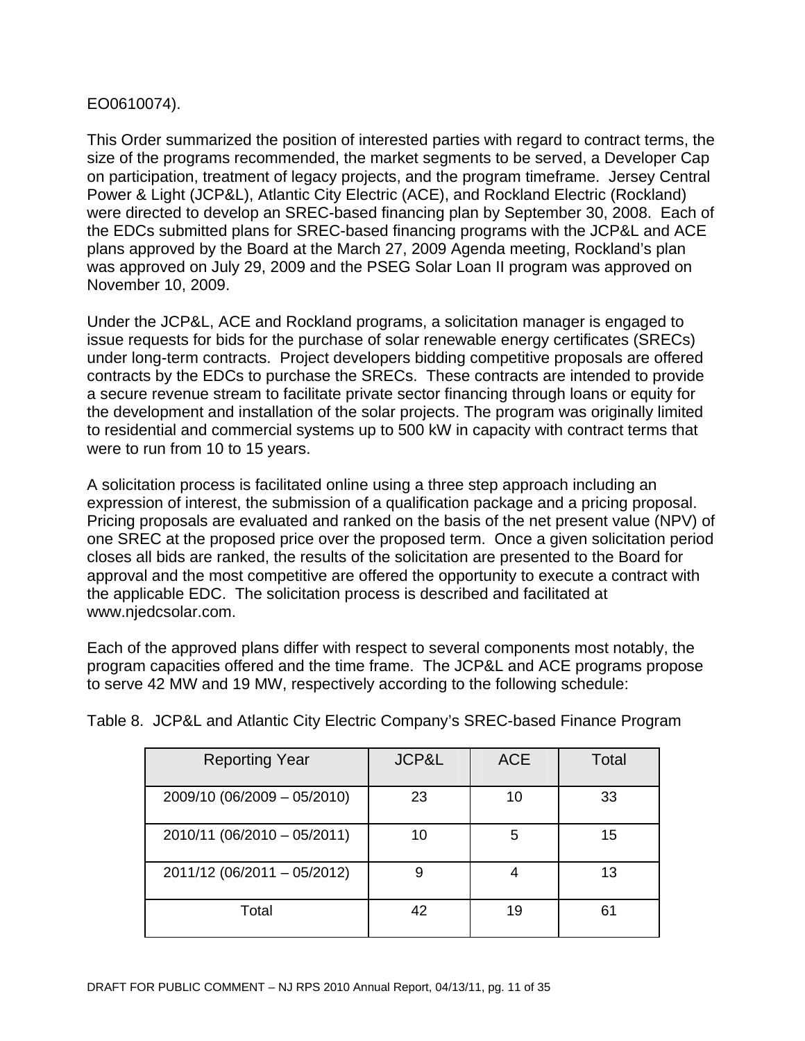EO0610074).

This Order summarized the position of interested parties with regard to contract terms, the size of the programs recommended, the market segments to be served, a Developer Cap on participation, treatment of legacy projects, and the program timeframe. Jersey Central Power & Light (JCP&L), Atlantic City Electric (ACE), and Rockland Electric (Rockland) were directed to develop an SREC-based financing plan by September 30, 2008. Each of the EDCs submitted plans for SREC-based financing programs with the JCP&L and ACE plans approved by the Board at the March 27, 2009 Agenda meeting, Rockland's plan was approved on July 29, 2009 and the PSEG Solar Loan II program was approved on November 10, 2009.

Under the JCP&L, ACE and Rockland programs, a solicitation manager is engaged to issue requests for bids for the purchase of solar renewable energy certificates (SRECs) under long-term contracts. Project developers bidding competitive proposals are offered contracts by the EDCs to purchase the SRECs. These contracts are intended to provide a secure revenue stream to facilitate private sector financing through loans or equity for the development and installation of the solar projects. The program was originally limited to residential and commercial systems up to 500 kW in capacity with contract terms that were to run from 10 to 15 years.

A solicitation process is facilitated online using a three step approach including an expression of interest, the submission of a qualification package and a pricing proposal. Pricing proposals are evaluated and ranked on the basis of the net present value (NPV) of one SREC at the proposed price over the proposed term. Once a given solicitation period closes all bids are ranked, the results of the solicitation are presented to the Board for approval and the most competitive are offered the opportunity to execute a contract with the applicable EDC. The solicitation process is described and facilitated at www.njedcsolar.com.

Each of the approved plans differ with respect to several components most notably, the program capacities offered and the time frame. The JCP&L and ACE programs propose to serve 42 MW and 19 MW, respectively according to the following schedule:

Table 8. JCP&L and Atlantic City Electric Company's SREC-based Finance Program

| Reporting Year | JCP&L | ACE | Total |
|---|---|---|---|
| 2009/10 (06/2009 – 05/2010) | 23 | 10 | 33 |
| 2010/11 (06/2010 – 05/2011) | 10 | 5 | 15 |
| 2011/12 (06/2011 – 05/2012) | 9 | 4 | 13 |
| Total | 42 | 19 | 61 |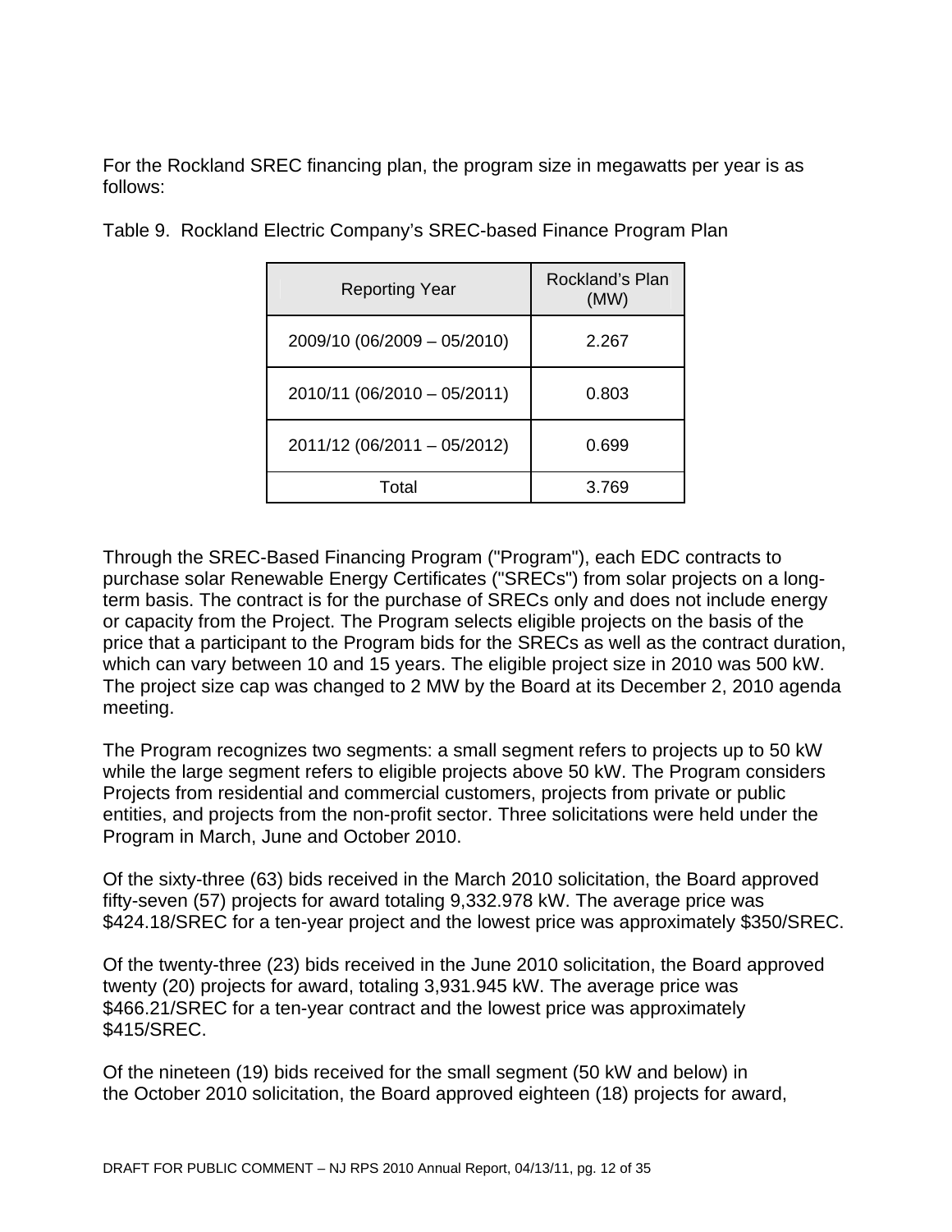For the Rockland SREC financing plan, the program size in megawatts per year is as follows:

Table 9. Rockland Electric Company's SREC-based Finance Program Plan

| Reporting Year | Rockland's Plan (MW) |
|---|---|
| 2009/10 (06/2009 – 05/2010) | 2.267 |
| 2010/11 (06/2010 – 05/2011) | 0.803 |
| 2011/12 (06/2011 – 05/2012) | 0.699 |
| Total | 3.769 |

Through the SREC-Based Financing Program ("Program"), each EDC contracts to purchase solar Renewable Energy Certificates ("SRECs") from solar projects on a long-term basis. The contract is for the purchase of SRECs only and does not include energy or capacity from the Project. The Program selects eligible projects on the basis of the price that a participant to the Program bids for the SRECs as well as the contract duration, which can vary between 10 and 15 years. The eligible project size in 2010 was 500 kW. The project size cap was changed to 2 MW by the Board at its December 2, 2010 agenda meeting.

The Program recognizes two segments: a small segment refers to projects up to 50 kW while the large segment refers to eligible projects above 50 kW. The Program considers Projects from residential and commercial customers, projects from private or public entities, and projects from the non-profit sector. Three solicitations were held under the Program in March, June and October 2010.

Of the sixty-three (63) bids received in the March 2010 solicitation, the Board approved fifty-seven (57) projects for award totaling 9,332.978 kW. The average price was $424.18/SREC for a ten-year project and the lowest price was approximately $350/SREC.

Of the twenty-three (23) bids received in the June 2010 solicitation, the Board approved twenty (20) projects for award, totaling 3,931.945 kW. The average price was $466.21/SREC for a ten-year contract and the lowest price was approximately $415/SREC.

Of the nineteen (19) bids received for the small segment (50 kW and below) in the October 2010 solicitation, the Board approved eighteen (18) projects for award,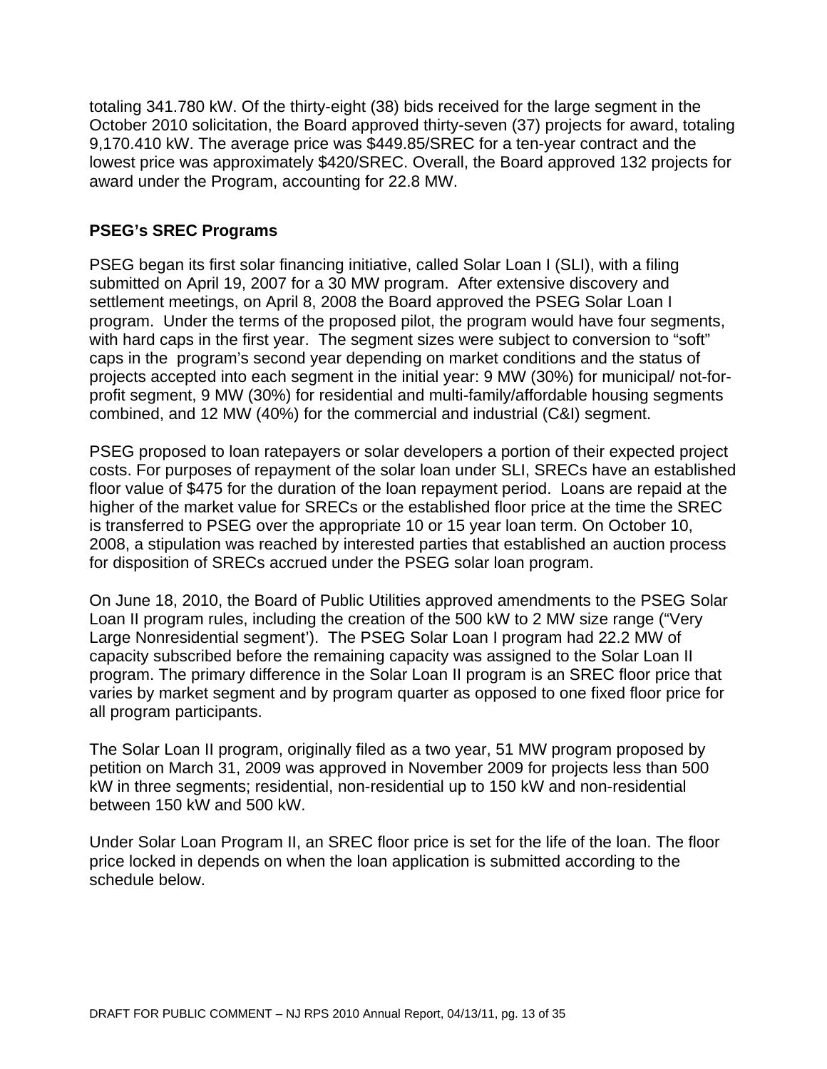totaling 341.780 kW. Of the thirty-eight (38) bids received for the large segment in the October 2010 solicitation, the Board approved thirty-seven (37) projects for award, totaling 9,170.410 kW. The average price was $449.85/SREC for a ten-year contract and the lowest price was approximately $420/SREC. Overall, the Board approved 132 projects for award under the Program, accounting for 22.8 MW.

## PSEG's SREC Programs

PSEG began its first solar financing initiative, called Solar Loan I (SLI), with a filing submitted on April 19, 2007 for a 30 MW program. After extensive discovery and settlement meetings, on April 8, 2008 the Board approved the PSEG Solar Loan I program. Under the terms of the proposed pilot, the program would have four segments, with hard caps in the first year. The segment sizes were subject to conversion to "soft" caps in the program's second year depending on market conditions and the status of projects accepted into each segment in the initial year: 9 MW (30%) for municipal/ not-for-profit segment, 9 MW (30%) for residential and multi-family/affordable housing segments combined, and 12 MW (40%) for the commercial and industrial (C&I) segment.

PSEG proposed to loan ratepayers or solar developers a portion of their expected project costs. For purposes of repayment of the solar loan under SLI, SRECs have an established floor value of $475 for the duration of the loan repayment period. Loans are repaid at the higher of the market value for SRECs or the established floor price at the time the SREC is transferred to PSEG over the appropriate 10 or 15 year loan term. On October 10, 2008, a stipulation was reached by interested parties that established an auction process for disposition of SRECs accrued under the PSEG solar loan program.

On June 18, 2010, the Board of Public Utilities approved amendments to the PSEG Solar Loan II program rules, including the creation of the 500 kW to 2 MW size range ("Very Large Nonresidential segment'). The PSEG Solar Loan I program had 22.2 MW of capacity subscribed before the remaining capacity was assigned to the Solar Loan II program. The primary difference in the Solar Loan II program is an SREC floor price that varies by market segment and by program quarter as opposed to one fixed floor price for all program participants.

The Solar Loan II program, originally filed as a two year, 51 MW program proposed by petition on March 31, 2009 was approved in November 2009 for projects less than 500 kW in three segments; residential, non-residential up to 150 kW and non-residential between 150 kW and 500 kW.

Under Solar Loan Program II, an SREC floor price is set for the life of the loan. The floor price locked in depends on when the loan application is submitted according to the schedule below.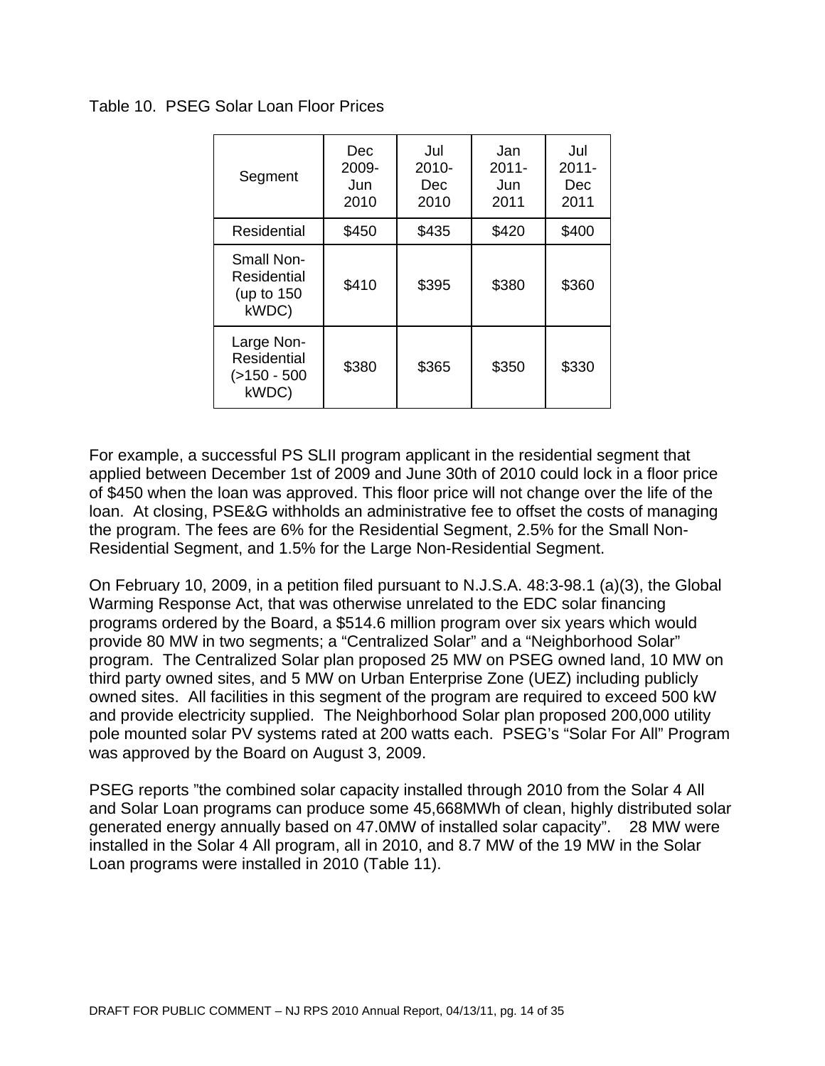Table 10. PSEG Solar Loan Floor Prices

| Segment | Dec 2009-Jun 2010 | Jul 2010-Dec 2010 | Jan 2011-Jun 2011 | Jul 2011-Dec 2011 |
|---|---|---|---|---|
| Residential | $450 | $435 | $420 | $400 |
| Small Non-Residential (up to 150 kWDC) | $410 | $395 | $380 | $360 |
| Large Non-Residential (>150 - 500 kWDC) | $380 | $365 | $350 | $330 |

For example, a successful PS SLII program applicant in the residential segment that applied between December 1st of 2009 and June 30th of 2010 could lock in a floor price of $450 when the loan was approved. This floor price will not change over the life of the loan. At closing, PSE&G withholds an administrative fee to offset the costs of managing the program. The fees are 6% for the Residential Segment, 2.5% for the Small Non-Residential Segment, and 1.5% for the Large Non-Residential Segment.

On February 10, 2009, in a petition filed pursuant to N.J.S.A. 48:3-98.1 (a)(3), the Global Warming Response Act, that was otherwise unrelated to the EDC solar financing programs ordered by the Board, a $514.6 million program over six years which would provide 80 MW in two segments; a "Centralized Solar" and a "Neighborhood Solar" program. The Centralized Solar plan proposed 25 MW on PSEG owned land, 10 MW on third party owned sites, and 5 MW on Urban Enterprise Zone (UEZ) including publicly owned sites. All facilities in this segment of the program are required to exceed 500 kW and provide electricity supplied. The Neighborhood Solar plan proposed 200,000 utility pole mounted solar PV systems rated at 200 watts each. PSEG's "Solar For All" Program was approved by the Board on August 3, 2009.

PSEG reports "the combined solar capacity installed through 2010 from the Solar 4 All and Solar Loan programs can produce some 45,668MWh of clean, highly distributed solar generated energy annually based on 47.0MW of installed solar capacity". 28 MW were installed in the Solar 4 All program, all in 2010, and 8.7 MW of the 19 MW in the Solar Loan programs were installed in 2010 (Table 11).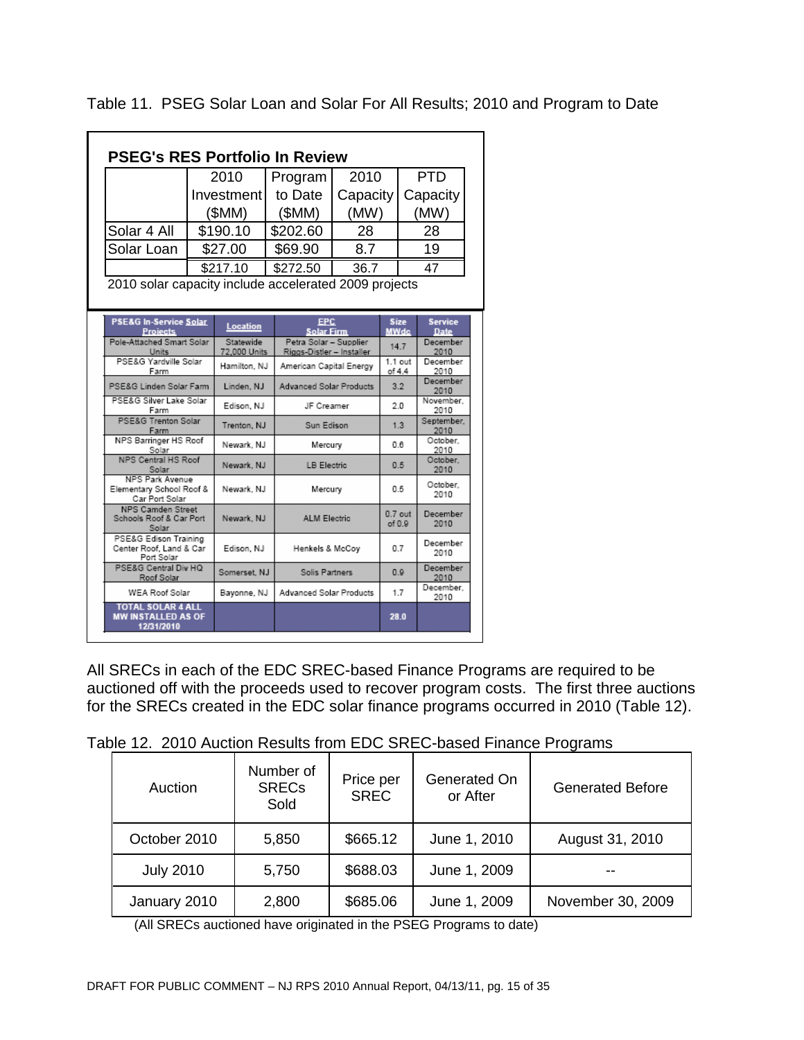Table 11. PSEG Solar Loan and Solar For All Results; 2010 and Program to Date

**PSEG's RES Portfolio In Review**

| | 2010 Investment ($MM) | Program to Date ($MM) | 2010 Capacity (MW) | PTD Capacity (MW) |
|---|---|---|---|---|
| Solar 4 All | $190.10 | $202.60 | 28 | 28 |
| Solar Loan | $27.00 | $69.90 | 8.7 | 19 |
| | $217.10 | $272.50 | 36.7 | 47 |

2010 solar capacity include accelerated 2009 projects

| PSE&G In-Service Solar Projects | Location | EPC Solar Firm | Size MWdc | Service Date |
|---|---|---|---|---|
| Pole-Attached Smart Solar Units | Statewide 72,000 Units | Petra Solar – Supplier Riggs-Distler – Installer | 14.7 | December 2010 |
| PSE&G Yardville Solar Farm | Hamilton, NJ | American Capital Energy | 1.1 out of 4.4 | December 2010 |
| PSE&G Linden Solar Farm | Linden, NJ | Advanced Solar Products | 3.2 | December 2010 |
| PSE&G Silver Lake Solar Farm | Edison, NJ | JF Creamer | 2.0 | November, 2010 |
| PSE&G Trenton Solar Farm | Trenton, NJ | Sun Edison | 1.3 | September, 2010 |
| NPS Barringer HS Roof Solar | Newark, NJ | Mercury | 0.6 | October, 2010 |
| NPS Central HS Roof Solar | Newark, NJ | LB Electric | 0.5 | October, 2010 |
| NPS Park Avenue Elementary School Roof & Car Port Solar | Newark, NJ | Mercury | 0.5 | October, 2010 |
| NPS Camden Street Schools Roof & Car Port Solar | Newark, NJ | ALM Electric | 0.7 out of 0.9 | December 2010 |
| PSE&G Edison Training Center Roof, Land & Car Port Solar | Edison, NJ | Henkels & McCoy | 0.7 | December 2010 |
| PSE&G Central Div HQ Roof Solar | Somerset, NJ | Solis Partners | 0.9 | December 2010 |
| WEA Roof Solar | Bayonne, NJ | Advanced Solar Products | 1.7 | December, 2010 |
| TOTAL SOLAR 4 ALL MW INSTALLED AS OF 12/31/2010 | | | 28.0 | |

All SRECs in each of the EDC SREC-based Finance Programs are required to be auctioned off with the proceeds used to recover program costs. The first three auctions for the SRECs created in the EDC solar finance programs occurred in 2010 (Table 12).

Table 12. 2010 Auction Results from EDC SREC-based Finance Programs

| Auction | Number of SRECs Sold | Price per SREC | Generated On or After | Generated Before |
|---|---|---|---|---|
| October 2010 | 5,850 | $665.12 | June 1, 2010 | August 31, 2010 |
| July 2010 | 5,750 | $688.03 | June 1, 2009 | -- |
| January 2010 | 2,800 | $685.06 | June 1, 2009 | November 30, 2009 |

(All SRECs auctioned have originated in the PSEG Programs to date)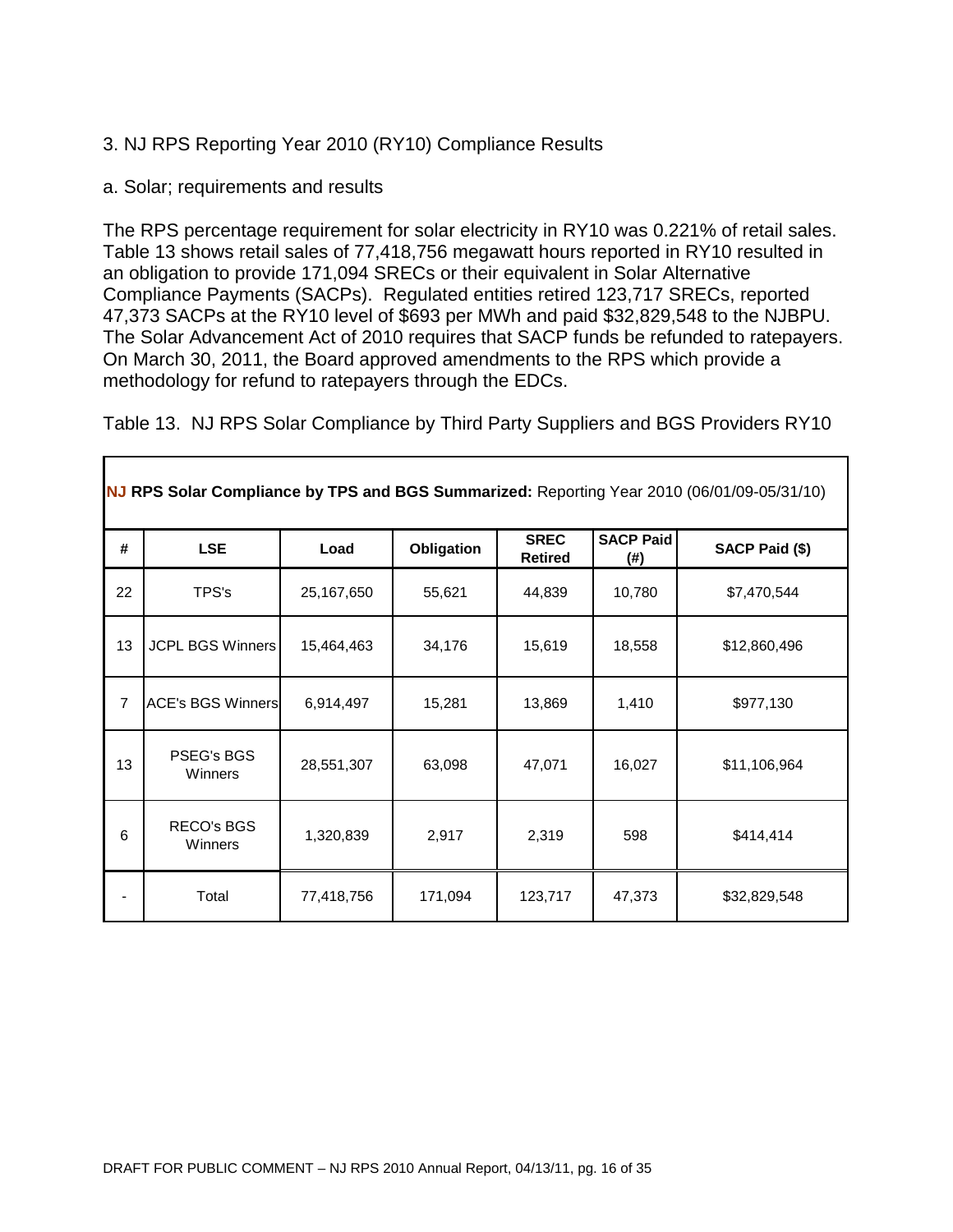## 3. NJ RPS Reporting Year 2010 (RY10) Compliance Results

### a. Solar; requirements and results

The RPS percentage requirement for solar electricity in RY10 was 0.221% of retail sales. Table 13 shows retail sales of 77,418,756 megawatt hours reported in RY10 resulted in an obligation to provide 171,094 SRECs or their equivalent in Solar Alternative Compliance Payments (SACPs). Regulated entities retired 123,717 SRECs, reported 47,373 SACPs at the RY10 level of $693 per MWh and paid $32,829,548 to the NJBPU. The Solar Advancement Act of 2010 requires that SACP funds be refunded to ratepayers. On March 30, 2011, the Board approved amendments to the RPS which provide a methodology for refund to ratepayers through the EDCs.

Table 13. NJ RPS Solar Compliance by Third Party Suppliers and BGS Providers RY10

**NJ RPS Solar Compliance by TPS and BGS Summarized:** Reporting Year 2010 (06/01/09-05/31/10)

| # | LSE | Load | Obligation | SREC Retired | SACP Paid (#) | SACP Paid ($) |
|---|---|---|---|---|---|---|
| 22 | TPS's | 25,167,650 | 55,621 | 44,839 | 10,780 | $7,470,544 |
| 13 | JCPL BGS Winners | 15,464,463 | 34,176 | 15,619 | 18,558 | $12,860,496 |
| 7 | ACE's BGS Winners | 6,914,497 | 15,281 | 13,869 | 1,410 | $977,130 |
| 13 | PSEG's BGS Winners | 28,551,307 | 63,098 | 47,071 | 16,027 | $11,106,964 |
| 6 | RECO's BGS Winners | 1,320,839 | 2,917 | 2,319 | 598 | $414,414 |
| - | Total | 77,418,756 | 171,094 | 123,717 | 47,373 | $32,829,548 |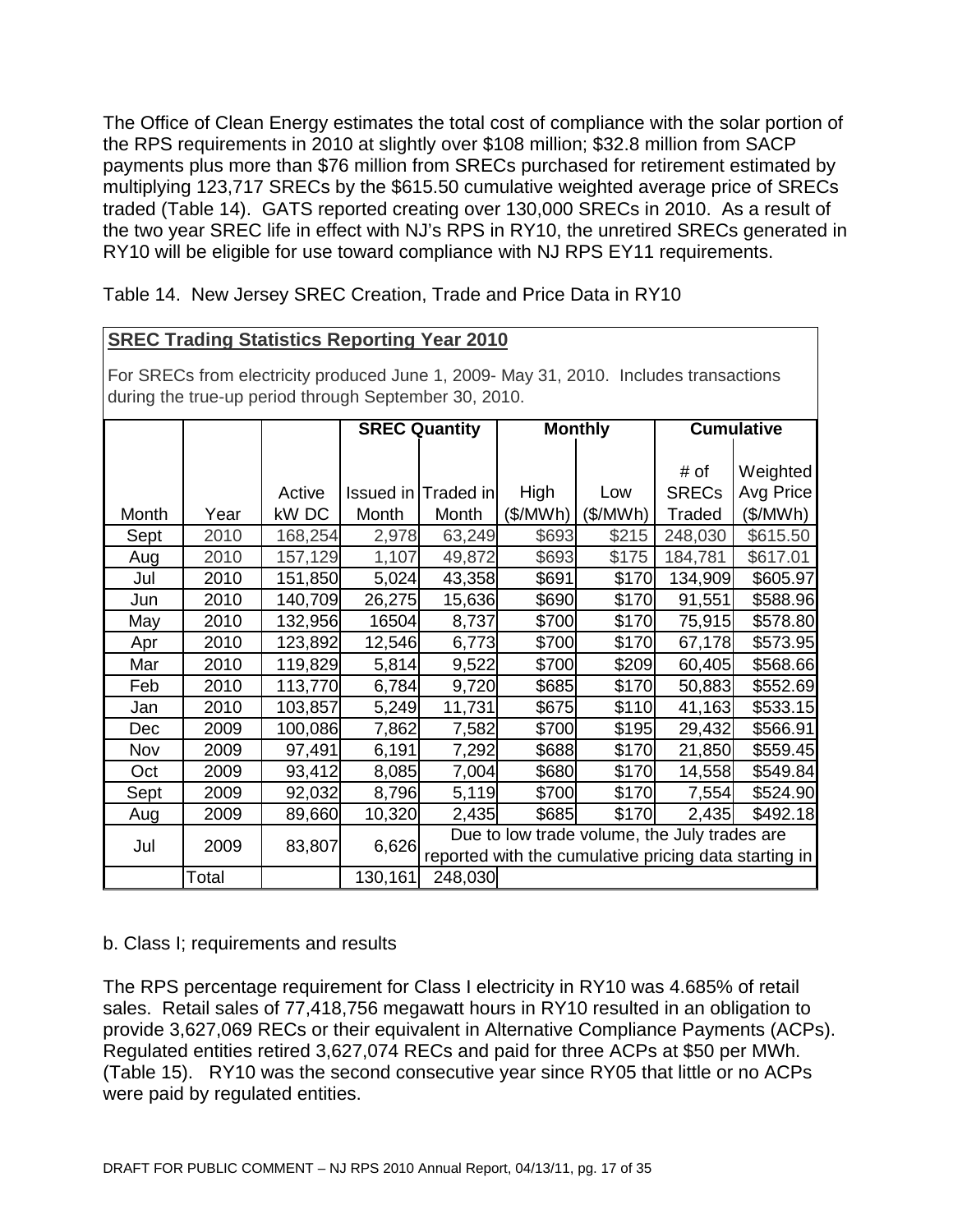The Office of Clean Energy estimates the total cost of compliance with the solar portion of the RPS requirements in 2010 at slightly over $108 million; $32.8 million from SACP payments plus more than $76 million from SRECs purchased for retirement estimated by multiplying 123,717 SRECs by the $615.50 cumulative weighted average price of SRECs traded (Table 14). GATS reported creating over 130,000 SRECs in 2010. As a result of the two year SREC life in effect with NJ's RPS in RY10, the unretired SRECs generated in RY10 will be eligible for use toward compliance with NJ RPS EY11 requirements.

Table 14. New Jersey SREC Creation, Trade and Price Data in RY10

**SREC Trading Statistics Reporting Year 2010**

For SRECs from electricity produced June 1, 2009- May 31, 2010. Includes transactions during the true-up period through September 30, 2010.

| | | | SREC Quantity | | Monthly | | Cumulative | |
|---|---|---|---|---|---|---|---|---|
| Month | Year | Active kW DC | Issued in Month | Traded in Month | High ($/MWh) | Low ($/MWh) | # of SRECs Traded | Weighted Avg Price ($/MWh) |
| Sept | 2010 | 168,254 | 2,978 | 63,249 | $693 | $215 | 248,030 | $615.50 |
| Aug | 2010 | 157,129 | 1,107 | 49,872 | $693 | $175 | 184,781 | $617.01 |
| Jul | 2010 | 151,850 | 5,024 | 43,358 | $691 | $170 | 134,909 | $605.97 |
| Jun | 2010 | 140,709 | 26,275 | 15,636 | $690 | $170 | 91,551 | $588.96 |
| May | 2010 | 132,956 | 16504 | 8,737 | $700 | $170 | 75,915 | $578.80 |
| Apr | 2010 | 123,892 | 12,546 | 6,773 | $700 | $170 | 67,178 | $573.95 |
| Mar | 2010 | 119,829 | 5,814 | 9,522 | $700 | $209 | 60,405 | $568.66 |
| Feb | 2010 | 113,770 | 6,784 | 9,720 | $685 | $170 | 50,883 | $552.69 |
| Jan | 2010 | 103,857 | 5,249 | 11,731 | $675 | $110 | 41,163 | $533.15 |
| Dec | 2009 | 100,086 | 7,862 | 7,582 | $700 | $195 | 29,432 | $566.91 |
| Nov | 2009 | 97,491 | 6,191 | 7,292 | $688 | $170 | 21,850 | $559.45 |
| Oct | 2009 | 93,412 | 8,085 | 7,004 | $680 | $170 | 14,558 | $549.84 |
| Sept | 2009 | 92,032 | 8,796 | 5,119 | $700 | $170 | 7,554 | $524.90 |
| Aug | 2009 | 89,660 | 10,320 | 2,435 | $685 | $170 | 2,435 | $492.18 |
| Jul | 2009 | 83,807 | 6,626 | Due to low trade volume, the July trades are reported with the cumulative pricing data starting in | | | | |
| | Total | | 130,161 | 248,030 | | | | |

b. Class I; requirements and results

The RPS percentage requirement for Class I electricity in RY10 was 4.685% of retail sales. Retail sales of 77,418,756 megawatt hours in RY10 resulted in an obligation to provide 3,627,069 RECs or their equivalent in Alternative Compliance Payments (ACPs). Regulated entities retired 3,627,074 RECs and paid for three ACPs at $50 per MWh. (Table 15). RY10 was the second consecutive year since RY05 that little or no ACPs were paid by regulated entities.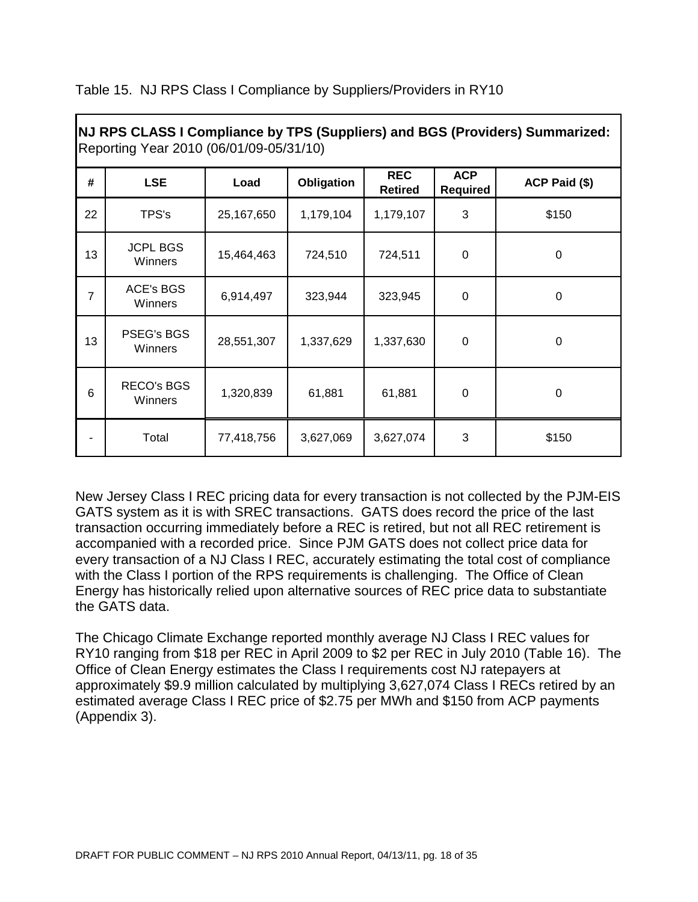Table 15. NJ RPS Class I Compliance by Suppliers/Providers in RY10

| **NJ RPS CLASS I Compliance by TPS (Suppliers) and BGS (Providers) Summarized:** Reporting Year 2010 (06/01/09-05/31/10) | | | | | | |
|---|---|---|---|---|---|---|
| **#** | **LSE** | **Load** | **Obligation** | **REC Retired** | **ACP Required** | **ACP Paid ($)** |
| 22 | TPS's | 25,167,650 | 1,179,104 | 1,179,107 | 3 | $150 |
| 13 | JCPL BGS Winners | 15,464,463 | 724,510 | 724,511 | 0 | 0 |
| 7 | ACE's BGS Winners | 6,914,497 | 323,944 | 323,945 | 0 | 0 |
| 13 | PSEG's BGS Winners | 28,551,307 | 1,337,629 | 1,337,630 | 0 | 0 |
| 6 | RECO's BGS Winners | 1,320,839 | 61,881 | 61,881 | 0 | 0 |
| - | Total | 77,418,756 | 3,627,069 | 3,627,074 | 3 | $150 |

New Jersey Class I REC pricing data for every transaction is not collected by the PJM-EIS GATS system as it is with SREC transactions. GATS does record the price of the last transaction occurring immediately before a REC is retired, but not all REC retirement is accompanied with a recorded price. Since PJM GATS does not collect price data for every transaction of a NJ Class I REC, accurately estimating the total cost of compliance with the Class I portion of the RPS requirements is challenging. The Office of Clean Energy has historically relied upon alternative sources of REC price data to substantiate the GATS data.

The Chicago Climate Exchange reported monthly average NJ Class I REC values for RY10 ranging from $18 per REC in April 2009 to $2 per REC in July 2010 (Table 16). The Office of Clean Energy estimates the Class I requirements cost NJ ratepayers at approximately $9.9 million calculated by multiplying 3,627,074 Class I RECs retired by an estimated average Class I REC price of $2.75 per MWh and $150 from ACP payments (Appendix 3).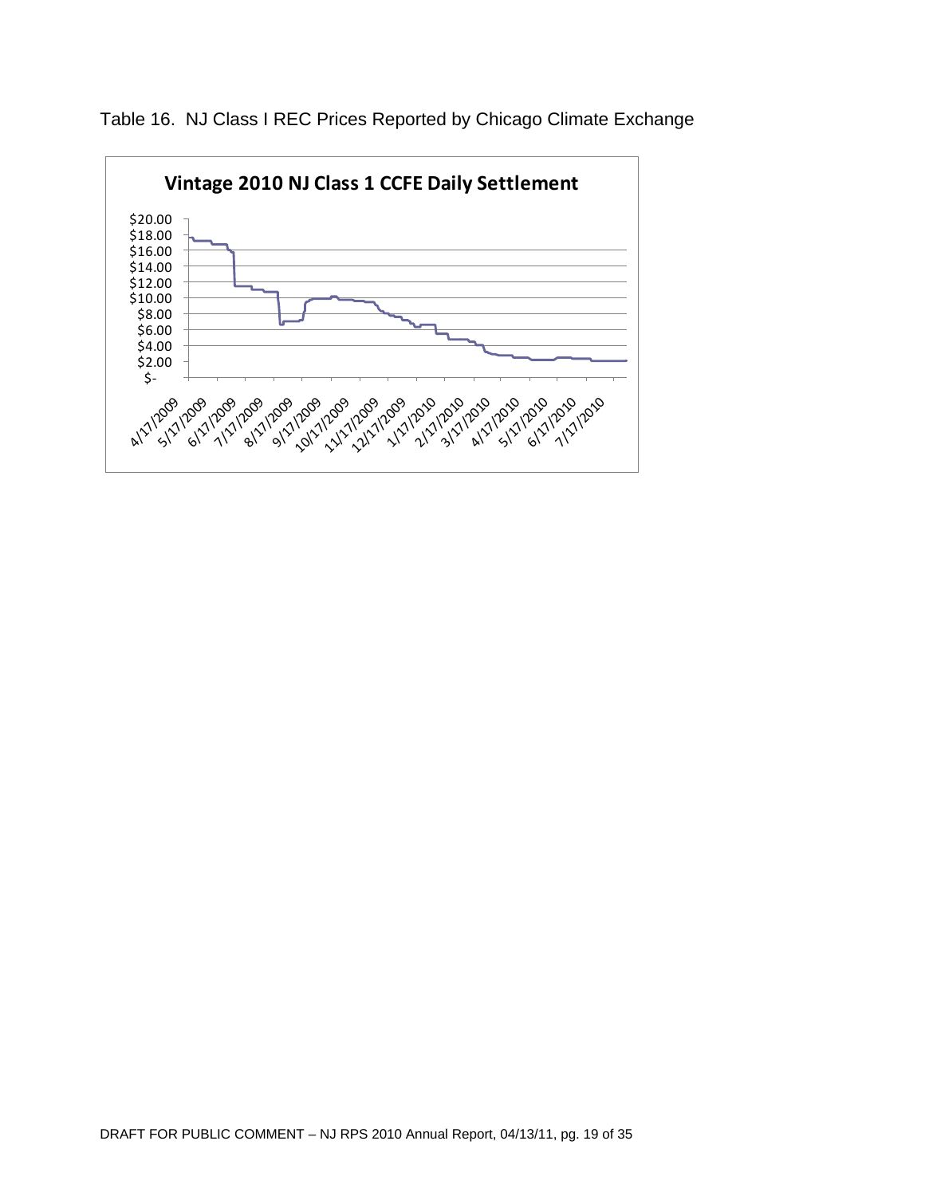Table 16. NJ Class I REC Prices Reported by Chicago Climate Exchange

**Vintage 2010 NJ Class 1 CCFE Daily Settlement**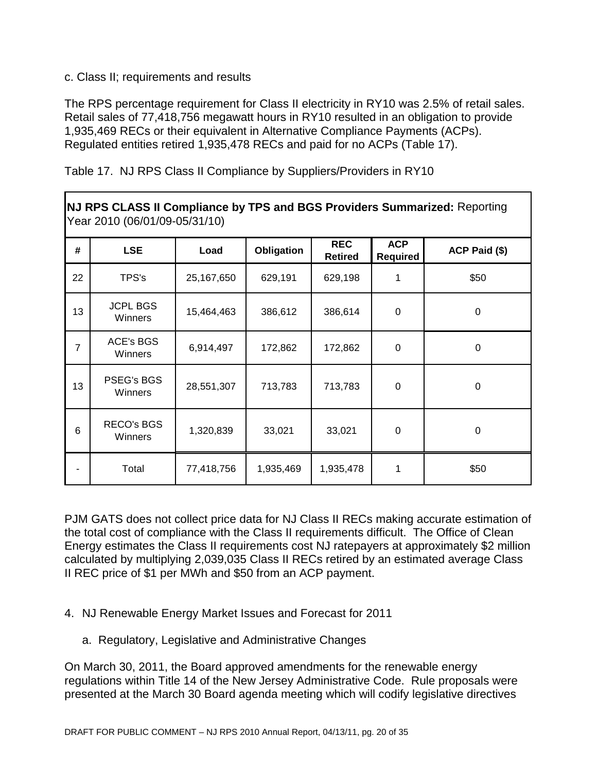c. Class II; requirements and results

The RPS percentage requirement for Class II electricity in RY10 was 2.5% of retail sales. Retail sales of 77,418,756 megawatt hours in RY10 resulted in an obligation to provide 1,935,469 RECs or their equivalent in Alternative Compliance Payments (ACPs). Regulated entities retired 1,935,478 RECs and paid for no ACPs (Table 17).

Table 17. NJ RPS Class II Compliance by Suppliers/Providers in RY10

**NJ RPS CLASS II Compliance by TPS and BGS Providers Summarized:** Reporting Year 2010 (06/01/09-05/31/10)

| # | LSE | Load | Obligation | REC Retired | ACP Required | ACP Paid ($) |
|---|---|---|---|---|---|---|
| 22 | TPS's | 25,167,650 | 629,191 | 629,198 | 1 | $50 |
| 13 | JCPL BGS Winners | 15,464,463 | 386,612 | 386,614 | 0 | 0 |
| 7 | ACE's BGS Winners | 6,914,497 | 172,862 | 172,862 | 0 | 0 |
| 13 | PSEG's BGS Winners | 28,551,307 | 713,783 | 713,783 | 0 | 0 |
| 6 | RECO's BGS Winners | 1,320,839 | 33,021 | 33,021 | 0 | 0 |
| - | Total | 77,418,756 | 1,935,469 | 1,935,478 | 1 | $50 |

PJM GATS does not collect price data for NJ Class II RECs making accurate estimation of the total cost of compliance with the Class II requirements difficult. The Office of Clean Energy estimates the Class II requirements cost NJ ratepayers at approximately $2 million calculated by multiplying 2,039,035 Class II RECs retired by an estimated average Class II REC price of $1 per MWh and $50 from an ACP payment.

4. NJ Renewable Energy Market Issues and Forecast for 2011

   a. Regulatory, Legislative and Administrative Changes

On March 30, 2011, the Board approved amendments for the renewable energy regulations within Title 14 of the New Jersey Administrative Code. Rule proposals were presented at the March 30 Board agenda meeting which will codify legislative directives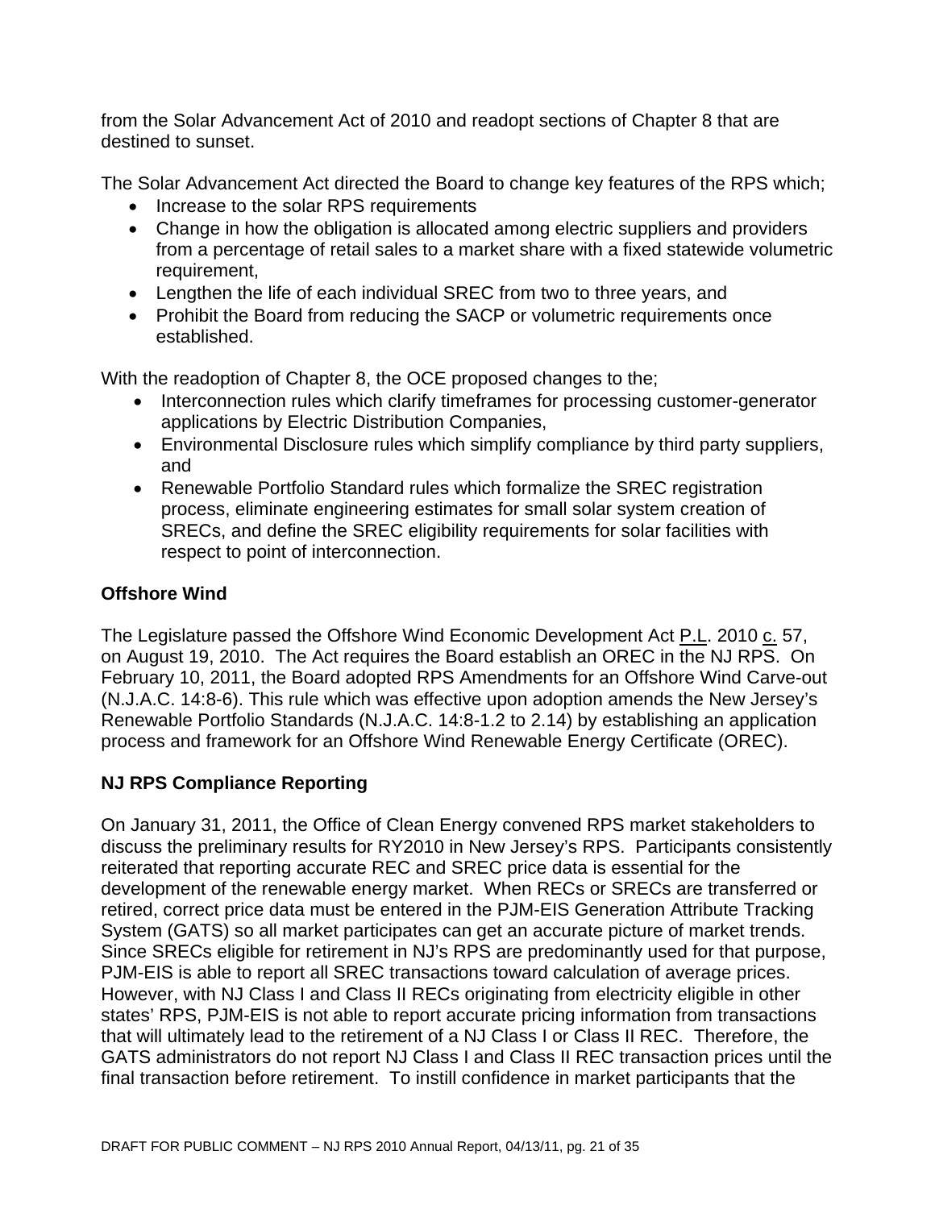from the Solar Advancement Act of 2010 and readopt sections of Chapter 8 that are destined to sunset.

The Solar Advancement Act directed the Board to change key features of the RPS which;

- Increase to the solar RPS requirements
- Change in how the obligation is allocated among electric suppliers and providers from a percentage of retail sales to a market share with a fixed statewide volumetric requirement,
- Lengthen the life of each individual SREC from two to three years, and
- Prohibit the Board from reducing the SACP or volumetric requirements once established.

With the readoption of Chapter 8, the OCE proposed changes to the;

- Interconnection rules which clarify timeframes for processing customer-generator applications by Electric Distribution Companies,
- Environmental Disclosure rules which simplify compliance by third party suppliers, and
- Renewable Portfolio Standard rules which formalize the SREC registration process, eliminate engineering estimates for small solar system creation of SRECs, and define the SREC eligibility requirements for solar facilities with respect to point of interconnection.

**Offshore Wind**

The Legislature passed the Offshore Wind Economic Development Act P.L. 2010 c. 57, on August 19, 2010. The Act requires the Board establish an OREC in the NJ RPS. On February 10, 2011, the Board adopted RPS Amendments for an Offshore Wind Carve-out (N.J.A.C. 14:8-6). This rule which was effective upon adoption amends the New Jersey's Renewable Portfolio Standards (N.J.A.C. 14:8-1.2 to 2.14) by establishing an application process and framework for an Offshore Wind Renewable Energy Certificate (OREC).

**NJ RPS Compliance Reporting**

On January 31, 2011, the Office of Clean Energy convened RPS market stakeholders to discuss the preliminary results for RY2010 in New Jersey's RPS. Participants consistently reiterated that reporting accurate REC and SREC price data is essential for the development of the renewable energy market. When RECs or SRECs are transferred or retired, correct price data must be entered in the PJM-EIS Generation Attribute Tracking System (GATS) so all market participates can get an accurate picture of market trends. Since SRECs eligible for retirement in NJ's RPS are predominantly used for that purpose, PJM-EIS is able to report all SREC transactions toward calculation of average prices. However, with NJ Class I and Class II RECs originating from electricity eligible in other states' RPS, PJM-EIS is not able to report accurate pricing information from transactions that will ultimately lead to the retirement of a NJ Class I or Class II REC. Therefore, the GATS administrators do not report NJ Class I and Class II REC transaction prices until the final transaction before retirement. To instill confidence in market participants that the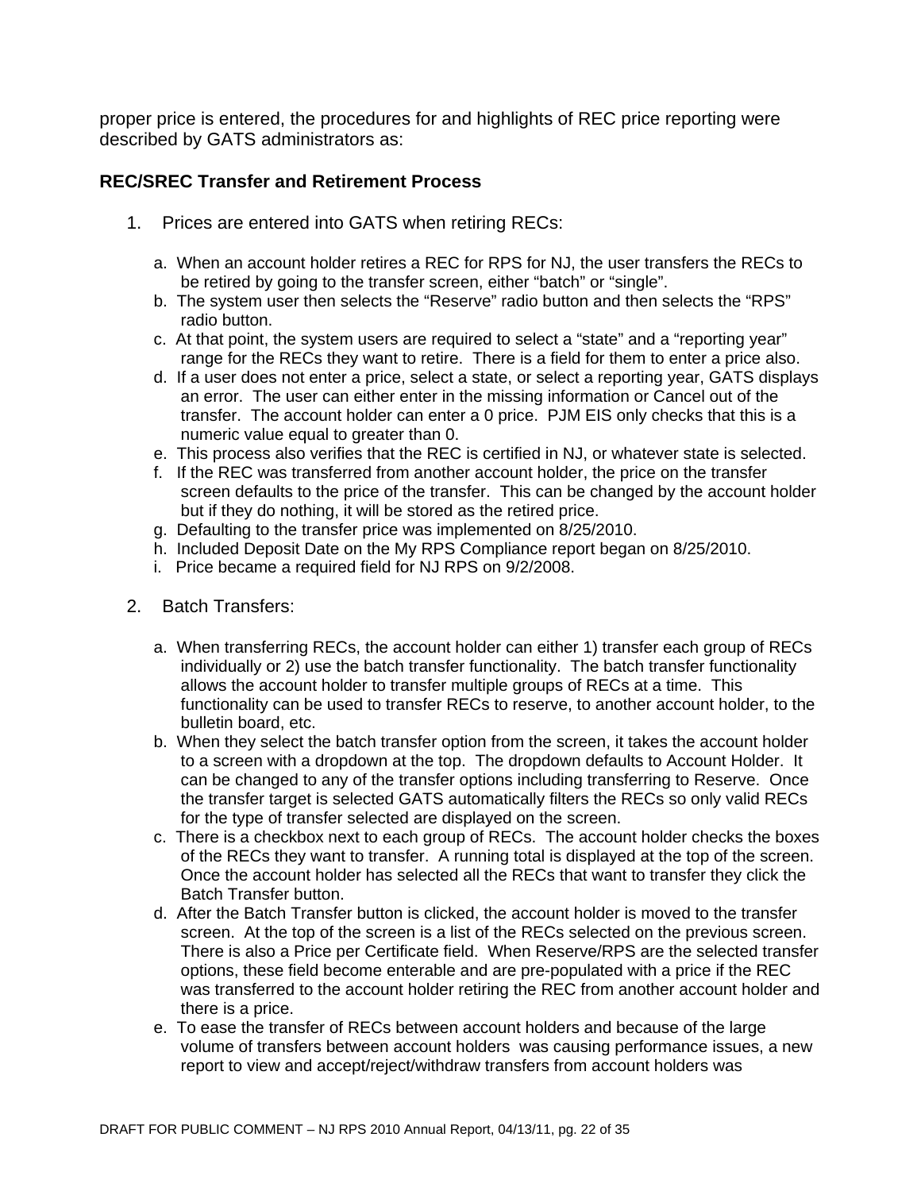proper price is entered, the procedures for and highlights of REC price reporting were described by GATS administrators as:

**REC/SREC Transfer and Retirement Process**

1. Prices are entered into GATS when retiring RECs:

   a. When an account holder retires a REC for RPS for NJ, the user transfers the RECs to be retired by going to the transfer screen, either "batch" or "single".
   b. The system user then selects the "Reserve" radio button and then selects the "RPS" radio button.
   c. At that point, the system users are required to select a "state" and a "reporting year" range for the RECs they want to retire. There is a field for them to enter a price also.
   d. If a user does not enter a price, select a state, or select a reporting year, GATS displays an error. The user can either enter in the missing information or Cancel out of the transfer. The account holder can enter a 0 price. PJM EIS only checks that this is a numeric value equal to greater than 0.
   e. This process also verifies that the REC is certified in NJ, or whatever state is selected.
   f. If the REC was transferred from another account holder, the price on the transfer screen defaults to the price of the transfer. This can be changed by the account holder but if they do nothing, it will be stored as the retired price.
   g. Defaulting to the transfer price was implemented on 8/25/2010.
   h. Included Deposit Date on the My RPS Compliance report began on 8/25/2010.
   i. Price became a required field for NJ RPS on 9/2/2008.

2. Batch Transfers:

   a. When transferring RECs, the account holder can either 1) transfer each group of RECs individually or 2) use the batch transfer functionality. The batch transfer functionality allows the account holder to transfer multiple groups of RECs at a time. This functionality can be used to transfer RECs to reserve, to another account holder, to the bulletin board, etc.
   b. When they select the batch transfer option from the screen, it takes the account holder to a screen with a dropdown at the top. The dropdown defaults to Account Holder. It can be changed to any of the transfer options including transferring to Reserve. Once the transfer target is selected GATS automatically filters the RECs so only valid RECs for the type of transfer selected are displayed on the screen.
   c. There is a checkbox next to each group of RECs. The account holder checks the boxes of the RECs they want to transfer. A running total is displayed at the top of the screen. Once the account holder has selected all the RECs that want to transfer they click the Batch Transfer button.
   d. After the Batch Transfer button is clicked, the account holder is moved to the transfer screen. At the top of the screen is a list of the RECs selected on the previous screen. There is also a Price per Certificate field. When Reserve/RPS are the selected transfer options, these field become enterable and are pre-populated with a price if the REC was transferred to the account holder retiring the REC from another account holder and there is a price.
   e. To ease the transfer of RECs between account holders and because of the large volume of transfers between account holders was causing performance issues, a new report to view and accept/reject/withdraw transfers from account holders was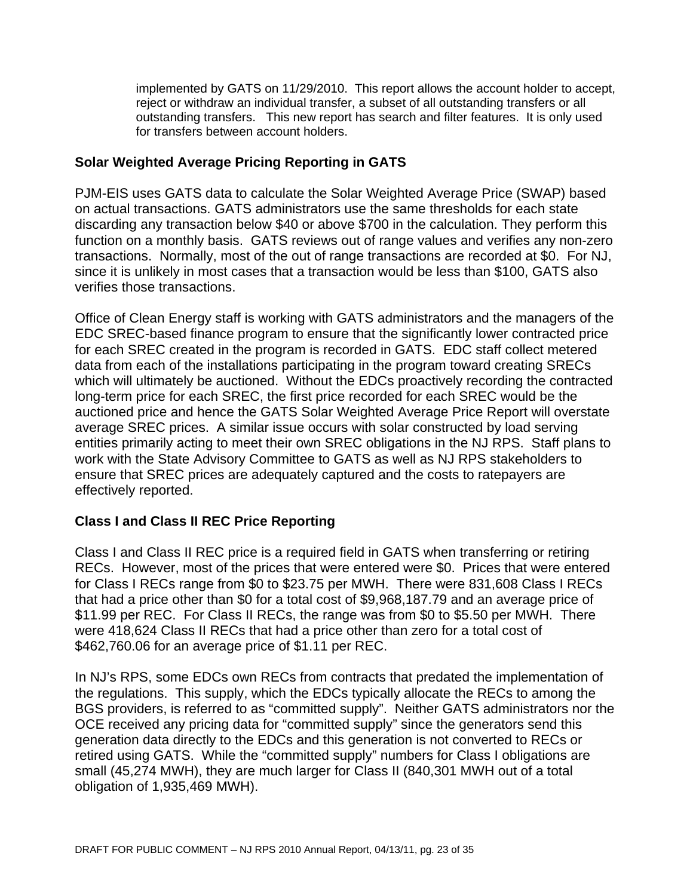implemented by GATS on 11/29/2010. This report allows the account holder to accept, reject or withdraw an individual transfer, a subset of all outstanding transfers or all outstanding transfers. This new report has search and filter features. It is only used for transfers between account holders.

## Solar Weighted Average Pricing Reporting in GATS

PJM-EIS uses GATS data to calculate the Solar Weighted Average Price (SWAP) based on actual transactions. GATS administrators use the same thresholds for each state discarding any transaction below $40 or above $700 in the calculation. They perform this function on a monthly basis. GATS reviews out of range values and verifies any non-zero transactions. Normally, most of the out of range transactions are recorded at $0. For NJ, since it is unlikely in most cases that a transaction would be less than $100, GATS also verifies those transactions.

Office of Clean Energy staff is working with GATS administrators and the managers of the EDC SREC-based finance program to ensure that the significantly lower contracted price for each SREC created in the program is recorded in GATS. EDC staff collect metered data from each of the installations participating in the program toward creating SRECs which will ultimately be auctioned. Without the EDCs proactively recording the contracted long-term price for each SREC, the first price recorded for each SREC would be the auctioned price and hence the GATS Solar Weighted Average Price Report will overstate average SREC prices. A similar issue occurs with solar constructed by load serving entities primarily acting to meet their own SREC obligations in the NJ RPS. Staff plans to work with the State Advisory Committee to GATS as well as NJ RPS stakeholders to ensure that SREC prices are adequately captured and the costs to ratepayers are effectively reported.

## Class I and Class II REC Price Reporting

Class I and Class II REC price is a required field in GATS when transferring or retiring RECs. However, most of the prices that were entered were $0. Prices that were entered for Class I RECs range from $0 to $23.75 per MWH. There were 831,608 Class I RECs that had a price other than $0 for a total cost of $9,968,187.79 and an average price of $11.99 per REC. For Class II RECs, the range was from $0 to $5.50 per MWH. There were 418,624 Class II RECs that had a price other than zero for a total cost of $462,760.06 for an average price of $1.11 per REC.

In NJ's RPS, some EDCs own RECs from contracts that predated the implementation of the regulations. This supply, which the EDCs typically allocate the RECs to among the BGS providers, is referred to as "committed supply". Neither GATS administrators nor the OCE received any pricing data for "committed supply" since the generators send this generation data directly to the EDCs and this generation is not converted to RECs or retired using GATS. While the "committed supply" numbers for Class I obligations are small (45,274 MWH), they are much larger for Class II (840,301 MWH out of a total obligation of 1,935,469 MWH).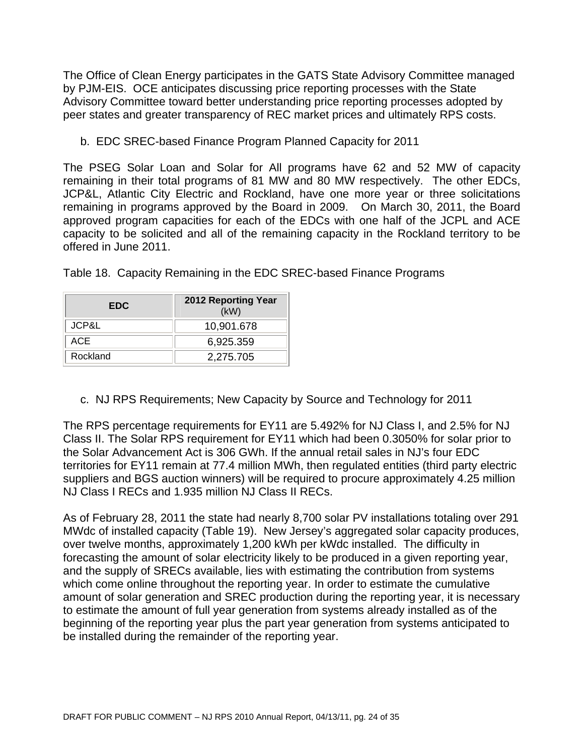The Office of Clean Energy participates in the GATS State Advisory Committee managed by PJM-EIS. OCE anticipates discussing price reporting processes with the State Advisory Committee toward better understanding price reporting processes adopted by peer states and greater transparency of REC market prices and ultimately RPS costs.

b. EDC SREC-based Finance Program Planned Capacity for 2011

The PSEG Solar Loan and Solar for All programs have 62 and 52 MW of capacity remaining in their total programs of 81 MW and 80 MW respectively. The other EDCs, JCP&L, Atlantic City Electric and Rockland, have one more year or three solicitations remaining in programs approved by the Board in 2009. On March 30, 2011, the Board approved program capacities for each of the EDCs with one half of the JCPL and ACE capacity to be solicited and all of the remaining capacity in the Rockland territory to be offered in June 2011.

Table 18. Capacity Remaining in the EDC SREC-based Finance Programs

| EDC | 2012 Reporting Year (kW) |
|---|---|
| JCP&L | 10,901.678 |
| ACE | 6,925.359 |
| Rockland | 2,275.705 |

c. NJ RPS Requirements; New Capacity by Source and Technology for 2011

The RPS percentage requirements for EY11 are 5.492% for NJ Class I, and 2.5% for NJ Class II. The Solar RPS requirement for EY11 which had been 0.3050% for solar prior to the Solar Advancement Act is 306 GWh. If the annual retail sales in NJ's four EDC territories for EY11 remain at 77.4 million MWh, then regulated entities (third party electric suppliers and BGS auction winners) will be required to procure approximately 4.25 million NJ Class I RECs and 1.935 million NJ Class II RECs.

As of February 28, 2011 the state had nearly 8,700 solar PV installations totaling over 291 MWdc of installed capacity (Table 19). New Jersey's aggregated solar capacity produces, over twelve months, approximately 1,200 kWh per kWdc installed. The difficulty in forecasting the amount of solar electricity likely to be produced in a given reporting year, and the supply of SRECs available, lies with estimating the contribution from systems which come online throughout the reporting year. In order to estimate the cumulative amount of solar generation and SREC production during the reporting year, it is necessary to estimate the amount of full year generation from systems already installed as of the beginning of the reporting year plus the part year generation from systems anticipated to be installed during the remainder of the reporting year.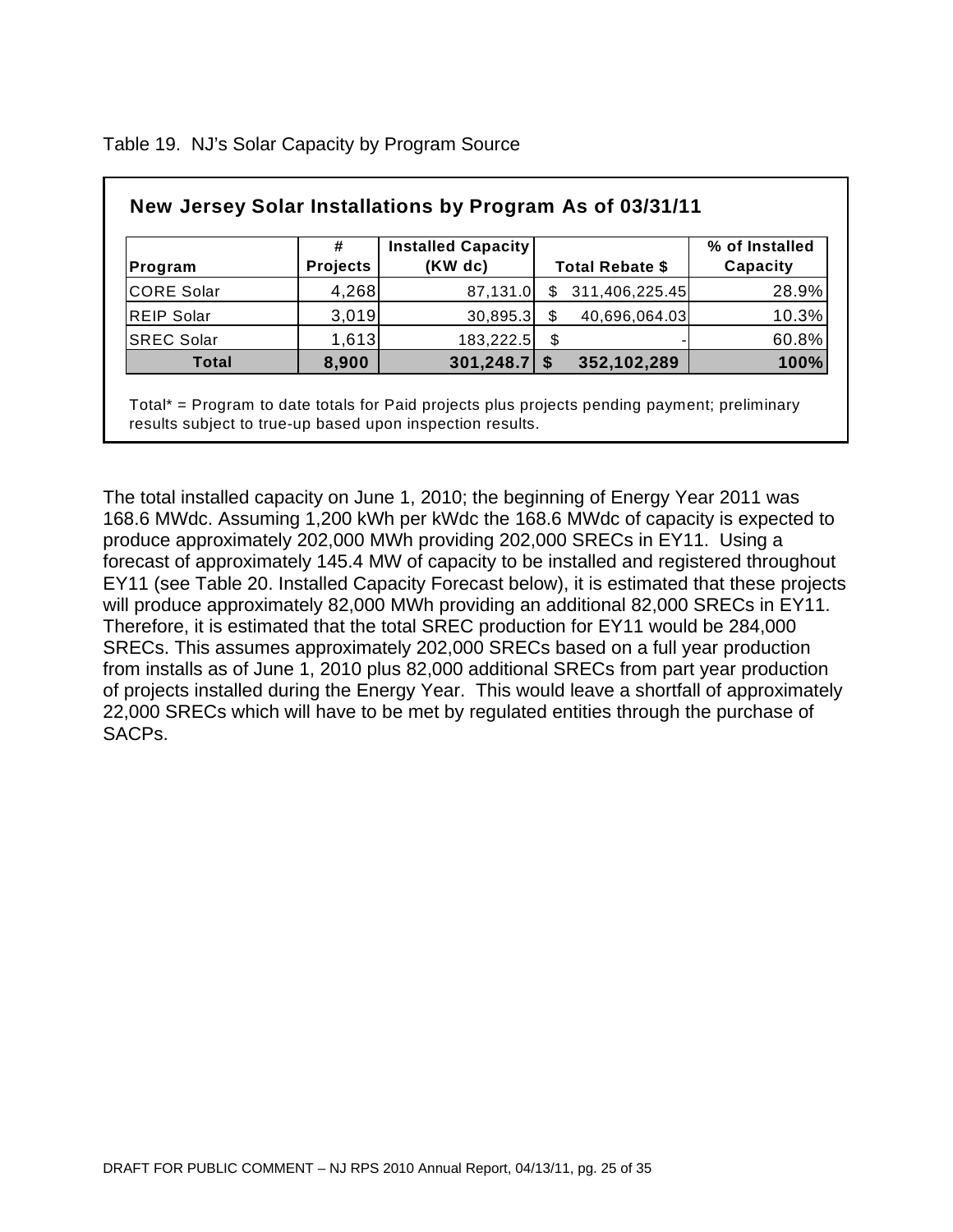Table 19. NJ's Solar Capacity by Program Source

**New Jersey Solar Installations by Program As of 03/31/11**

| Program | # Projects | Installed Capacity (KW dc) | Total Rebate $ | % of Installed Capacity |
|---|---|---|---|---|
| CORE Solar | 4,268 | 87,131.0 | $ 311,406,225.45 | 28.9% |
| REIP Solar | 3,019 | 30,895.3 | $ 40,696,064.03 | 10.3% |
| SREC Solar | 1,613 | 183,222.5 | $ - | 60.8% |
| **Total** | **8,900** | **301,248.7** | **$ 352,102,289** | **100%** |

Total* = Program to date totals for Paid projects plus projects pending payment; preliminary results subject to true-up based upon inspection results.

The total installed capacity on June 1, 2010; the beginning of Energy Year 2011 was 168.6 MWdc. Assuming 1,200 kWh per kWdc the 168.6 MWdc of capacity is expected to produce approximately 202,000 MWh providing 202,000 SRECs in EY11. Using a forecast of approximately 145.4 MW of capacity to be installed and registered throughout EY11 (see Table 20. Installed Capacity Forecast below), it is estimated that these projects will produce approximately 82,000 MWh providing an additional 82,000 SRECs in EY11. Therefore, it is estimated that the total SREC production for EY11 would be 284,000 SRECs. This assumes approximately 202,000 SRECs based on a full year production from installs as of June 1, 2010 plus 82,000 additional SRECs from part year production of projects installed during the Energy Year. This would leave a shortfall of approximately 22,000 SRECs which will have to be met by regulated entities through the purchase of SACPs.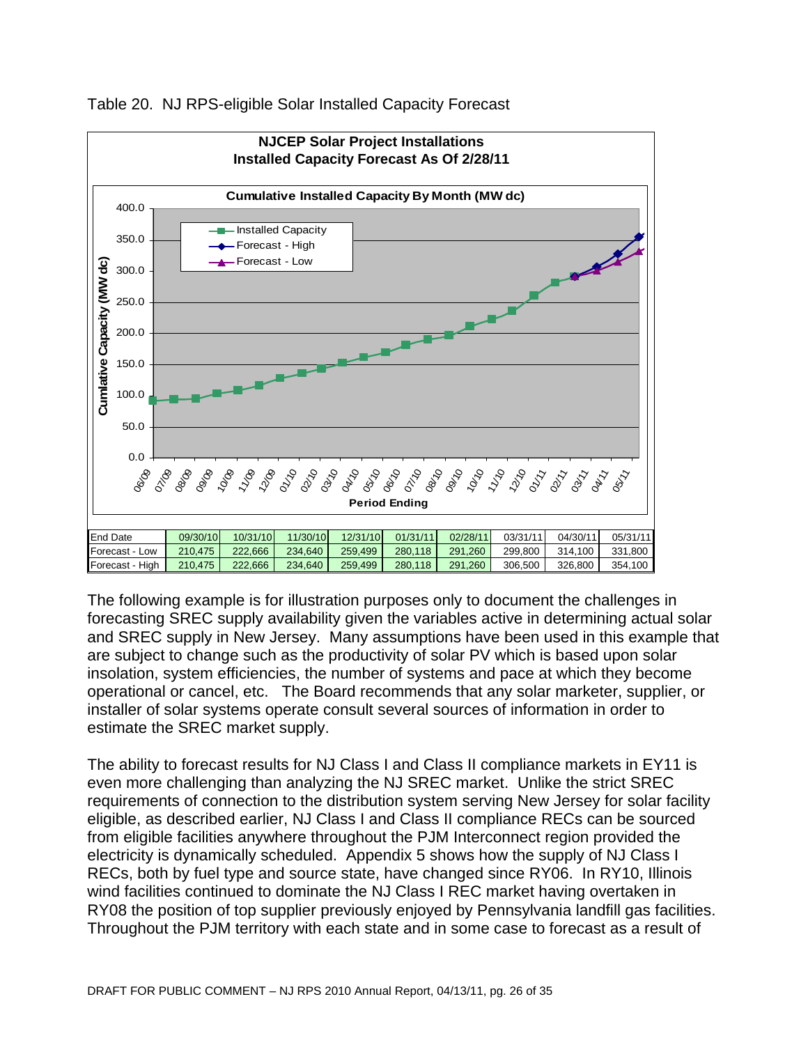Table 20. NJ RPS-eligible Solar Installed Capacity Forecast

**NJCEP Solar Project Installations**
**Installed Capacity Forecast As Of 2/28/11**

| End Date | 09/30/10 | 10/31/10 | 11/30/10 | 12/31/10 | 01/31/11 | 02/28/11 | 03/31/11 | 04/30/11 | 05/31/11 |
|---|---|---|---|---|---|---|---|---|---|
| Forecast - Low | 210,475 | 222,666 | 234,640 | 259,499 | 280,118 | 291,260 | 299,800 | 314,100 | 331,800 |
| Forecast - High | 210,475 | 222,666 | 234,640 | 259,499 | 280,118 | 291,260 | 306,500 | 326,800 | 354,100 |

The following example is for illustration purposes only to document the challenges in forecasting SREC supply availability given the variables active in determining actual solar and SREC supply in New Jersey. Many assumptions have been used in this example that are subject to change such as the productivity of solar PV which is based upon solar insolation, system efficiencies, the number of systems and pace at which they become operational or cancel, etc. The Board recommends that any solar marketer, supplier, or installer of solar systems operate consult several sources of information in order to estimate the SREC market supply.

The ability to forecast results for NJ Class I and Class II compliance markets in EY11 is even more challenging than analyzing the NJ SREC market. Unlike the strict SREC requirements of connection to the distribution system serving New Jersey for solar facility eligible, as described earlier, NJ Class I and Class II compliance RECs can be sourced from eligible facilities anywhere throughout the PJM Interconnect region provided the electricity is dynamically scheduled. Appendix 5 shows how the supply of NJ Class I RECs, both by fuel type and source state, have changed since RY06. In RY10, Illinois wind facilities continued to dominate the NJ Class I REC market having overtaken in RY08 the position of top supplier previously enjoyed by Pennsylvania landfill gas facilities. Throughout the PJM territory with each state and in some case to forecast as a result of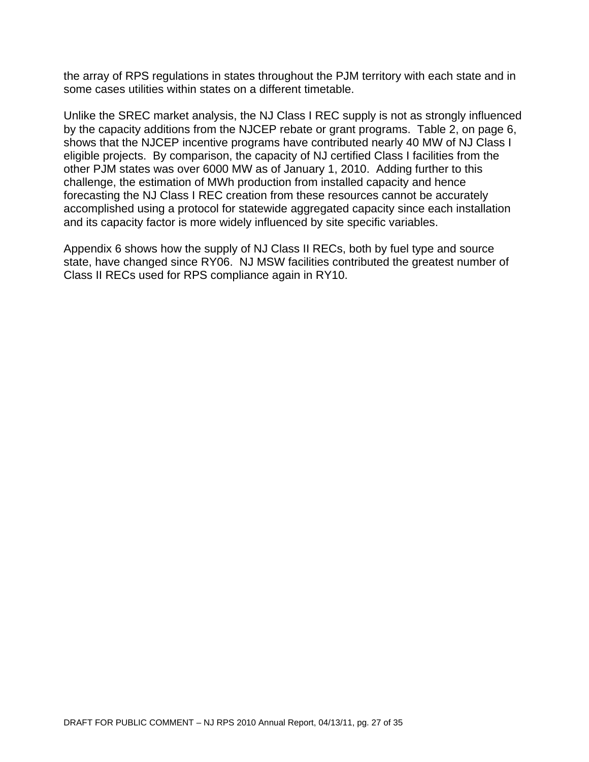the array of RPS regulations in states throughout the PJM territory with each state and in some cases utilities within states on a different timetable.

Unlike the SREC market analysis, the NJ Class I REC supply is not as strongly influenced by the capacity additions from the NJCEP rebate or grant programs. Table 2, on page 6, shows that the NJCEP incentive programs have contributed nearly 40 MW of NJ Class I eligible projects. By comparison, the capacity of NJ certified Class I facilities from the other PJM states was over 6000 MW as of January 1, 2010. Adding further to this challenge, the estimation of MWh production from installed capacity and hence forecasting the NJ Class I REC creation from these resources cannot be accurately accomplished using a protocol for statewide aggregated capacity since each installation and its capacity factor is more widely influenced by site specific variables.

Appendix 6 shows how the supply of NJ Class II RECs, both by fuel type and source state, have changed since RY06. NJ MSW facilities contributed the greatest number of Class II RECs used for RPS compliance again in RY10.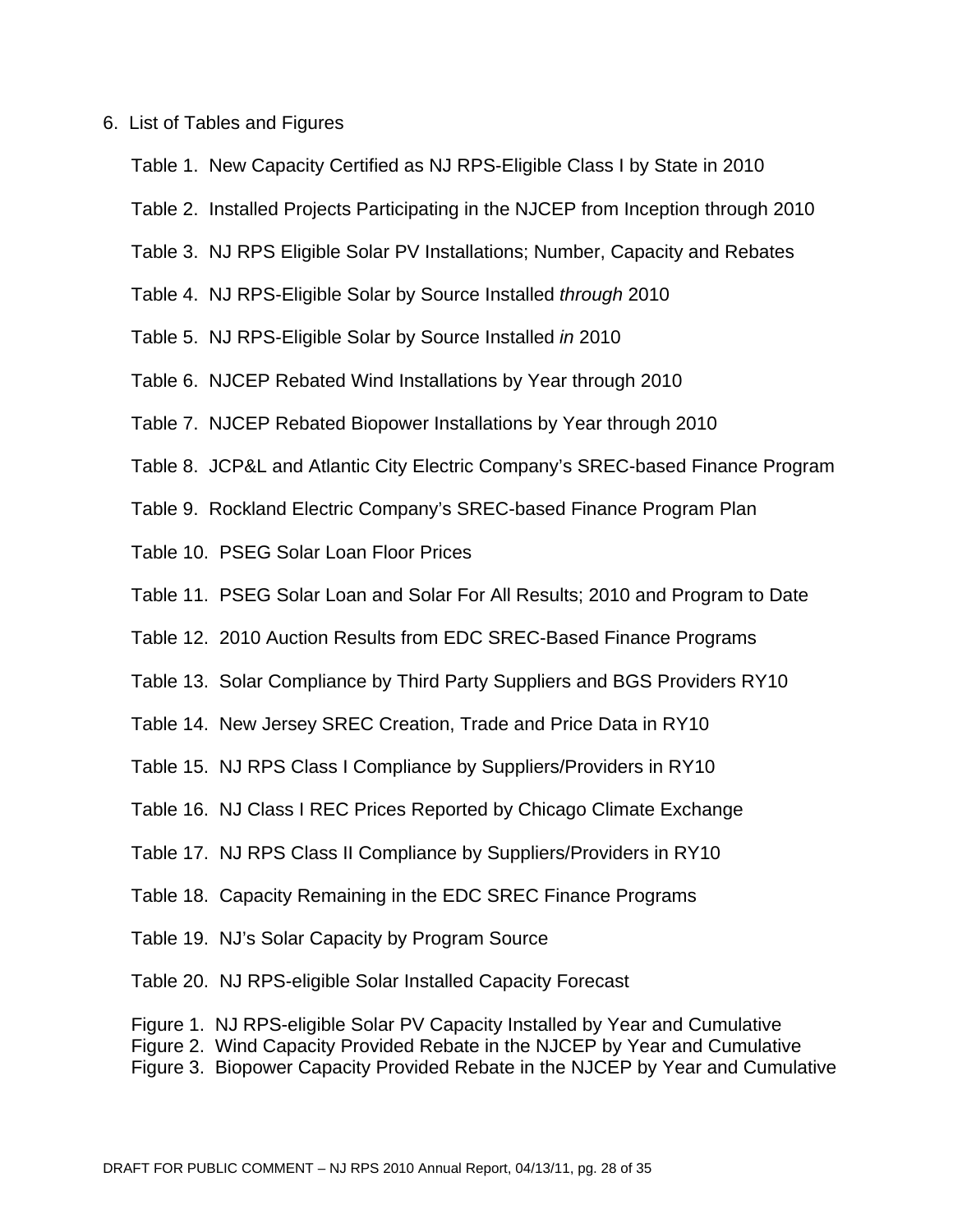## 6. List of Tables and Figures

Table 1. New Capacity Certified as NJ RPS-Eligible Class I by State in 2010

Table 2. Installed Projects Participating in the NJCEP from Inception through 2010

Table 3. NJ RPS Eligible Solar PV Installations; Number, Capacity and Rebates

Table 4. NJ RPS-Eligible Solar by Source Installed *through* 2010

Table 5. NJ RPS-Eligible Solar by Source Installed *in* 2010

Table 6. NJCEP Rebated Wind Installations by Year through 2010

Table 7. NJCEP Rebated Biopower Installations by Year through 2010

Table 8. JCP&L and Atlantic City Electric Company's SREC-based Finance Program

Table 9. Rockland Electric Company's SREC-based Finance Program Plan

Table 10. PSEG Solar Loan Floor Prices

Table 11. PSEG Solar Loan and Solar For All Results; 2010 and Program to Date

Table 12. 2010 Auction Results from EDC SREC-Based Finance Programs

Table 13. Solar Compliance by Third Party Suppliers and BGS Providers RY10

Table 14. New Jersey SREC Creation, Trade and Price Data in RY10

Table 15. NJ RPS Class I Compliance by Suppliers/Providers in RY10

Table 16. NJ Class I REC Prices Reported by Chicago Climate Exchange

Table 17. NJ RPS Class II Compliance by Suppliers/Providers in RY10

Table 18. Capacity Remaining in the EDC SREC Finance Programs

Table 19. NJ's Solar Capacity by Program Source

Table 20. NJ RPS-eligible Solar Installed Capacity Forecast

Figure 1. NJ RPS-eligible Solar PV Capacity Installed by Year and Cumulative
Figure 2. Wind Capacity Provided Rebate in the NJCEP by Year and Cumulative
Figure 3. Biopower Capacity Provided Rebate in the NJCEP by Year and Cumulative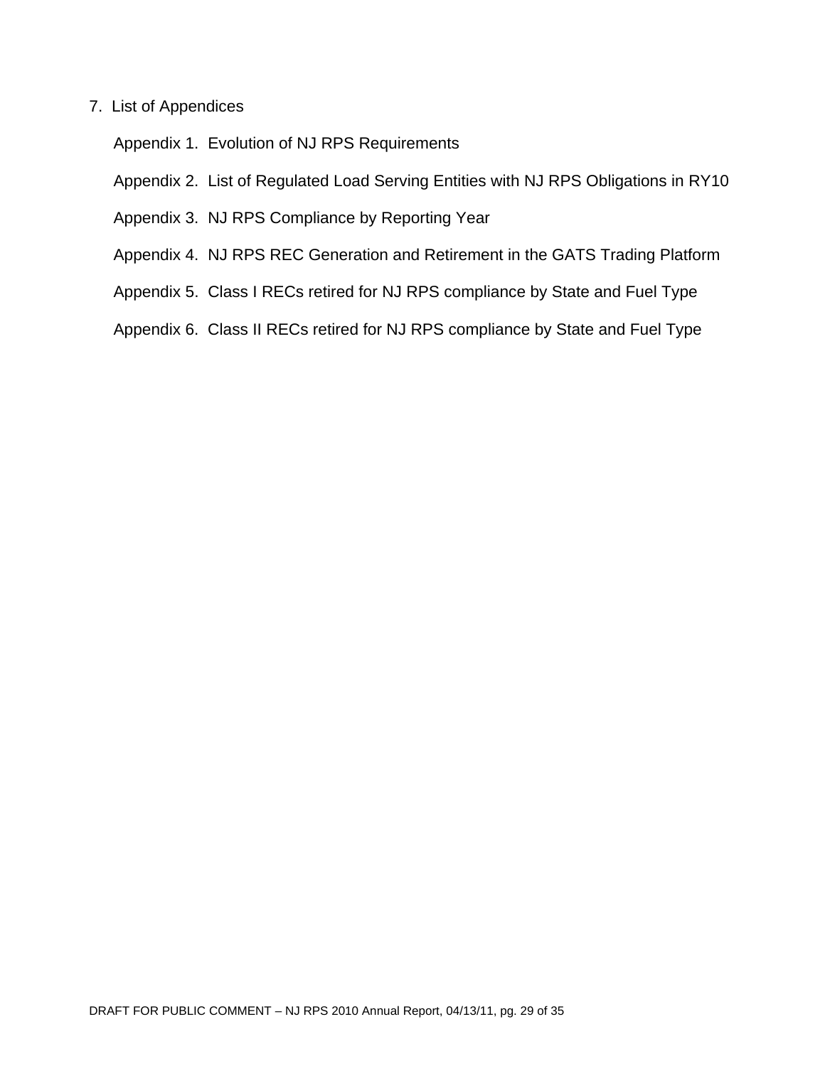## 7. List of Appendices

Appendix 1. Evolution of NJ RPS Requirements

Appendix 2. List of Regulated Load Serving Entities with NJ RPS Obligations in RY10

Appendix 3. NJ RPS Compliance by Reporting Year

Appendix 4. NJ RPS REC Generation and Retirement in the GATS Trading Platform

Appendix 5. Class I RECs retired for NJ RPS compliance by State and Fuel Type

Appendix 6. Class II RECs retired for NJ RPS compliance by State and Fuel Type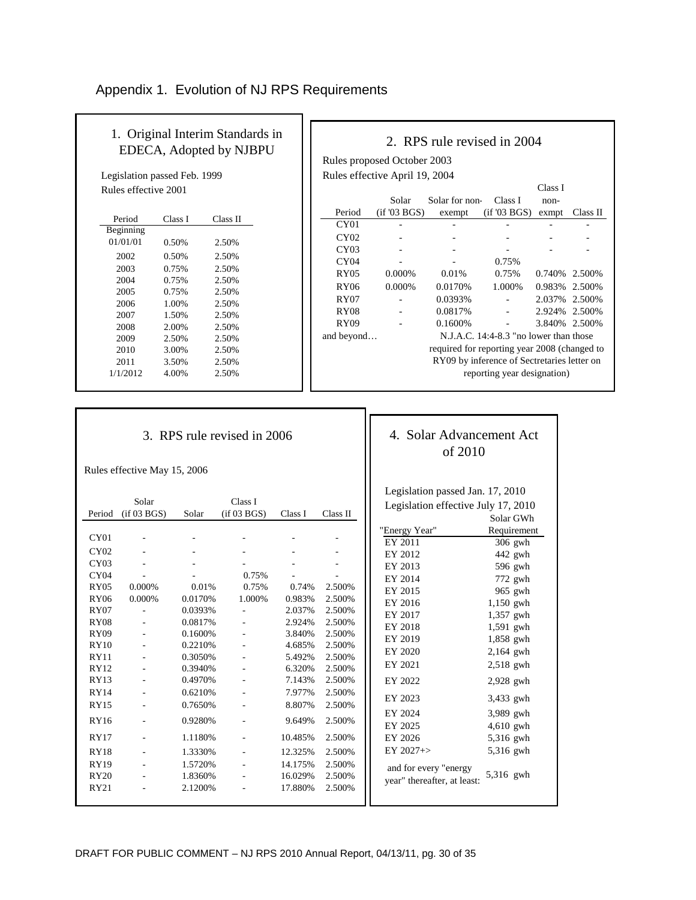# Appendix 1. Evolution of NJ RPS Requirements

## 1. Original Interim Standards in EDECA, Adopted by NJBPU

Legislation passed Feb. 1999
Rules effective 2001

| Period | Class I | Class II |
|---|---|---|
| Beginning 01/01/01 | 0.50% | 2.50% |
| 2002 | 0.50% | 2.50% |
| 2003 | 0.75% | 2.50% |
| 2004 | 0.75% | 2.50% |
| 2005 | 0.75% | 2.50% |
| 2006 | 1.00% | 2.50% |
| 2007 | 1.50% | 2.50% |
| 2008 | 2.00% | 2.50% |
| 2009 | 2.50% | 2.50% |
| 2010 | 3.00% | 2.50% |
| 2011 | 3.50% | 2.50% |
| 1/1/2012 | 4.00% | 2.50% |

## 2. RPS rule revised in 2004

Rules proposed October 2003
Rules effective April 19, 2004

| Period | Solar (if '03 BGS) | Solar for non-exempt | Class I (if '03 BGS) | Class I non-exmpt | Class II |
|---|---|---|---|---|---|
| CY01 | - | - | - | - | - |
| CY02 | - | - | - | - | - |
| CY03 | - | - | - | - | - |
| CY04 | - | - | 0.75% | | |
| RY05 | 0.000% | 0.01% | 0.75% | 0.740% | 2.500% |
| RY06 | 0.000% | 0.0170% | 1.000% | 0.983% | 2.500% |
| RY07 | - | 0.0393% | - | 2.037% | 2.500% |
| RY08 | - | 0.0817% | - | 2.924% | 2.500% |
| RY09 | - | 0.1600% | - | 3.840% | 2.500% |
| and beyond… | N.J.A.C. 14:4-8.3 "no lower than those required for reporting year 2008 (changed to RY09 by inference of Sectretaries letter on reporting year designation) | | | | |

## 3. RPS rule revised in 2006

Rules effective May 15, 2006

| Period | Solar (if 03 BGS) | Solar | Class I (if 03 BGS) | Class I | Class II |
|---|---|---|---|---|---|
| CY01 | - | - | - | - | - |
| CY02 | - | - | - | - | - |
| CY03 | - | - | - | - | - |
| CY04 | - | - | 0.75% | - | - |
| RY05 | 0.000% | 0.01% | 0.75% | 0.74% | 2.500% |
| RY06 | 0.000% | 0.0170% | 1.000% | 0.983% | 2.500% |
| RY07 | - | 0.0393% | - | 2.037% | 2.500% |
| RY08 | - | 0.0817% | - | 2.924% | 2.500% |
| RY09 | - | 0.1600% | - | 3.840% | 2.500% |
| RY10 | - | 0.2210% | - | 4.685% | 2.500% |
| RY11 | - | 0.3050% | - | 5.492% | 2.500% |
| RY12 | - | 0.3940% | - | 6.320% | 2.500% |
| RY13 | - | 0.4970% | - | 7.143% | 2.500% |
| RY14 | - | 0.6210% | - | 7.977% | 2.500% |
| RY15 | - | 0.7650% | - | 8.807% | 2.500% |
| RY16 | - | 0.9280% | - | 9.649% | 2.500% |
| RY17 | - | 1.1180% | - | 10.485% | 2.500% |
| RY18 | - | 1.3330% | - | 12.325% | 2.500% |
| RY19 | - | 1.5720% | - | 14.175% | 2.500% |
| RY20 | - | 1.8360% | - | 16.029% | 2.500% |
| RY21 | - | 2.1200% | - | 17.880% | 2.500% |

## 4. Solar Advancement Act of 2010

Legislation passed Jan. 17, 2010
Legislation effective July 17, 2010

| "Energy Year" | Solar GWh Requirement |
|---|---|
| EY 2011 | 306 gwh |
| EY 2012 | 442 gwh |
| EY 2013 | 596 gwh |
| EY 2014 | 772 gwh |
| EY 2015 | 965 gwh |
| EY 2016 | 1,150 gwh |
| EY 2017 | 1,357 gwh |
| EY 2018 | 1,591 gwh |
| EY 2019 | 1,858 gwh |
| EY 2020 | 2,164 gwh |
| EY 2021 | 2,518 gwh |
| EY 2022 | 2,928 gwh |
| EY 2023 | 3,433 gwh |
| EY 2024 | 3,989 gwh |
| EY 2025 | 4,610 gwh |
| EY 2026 | 5,316 gwh |
| EY 2027+> | 5,316 gwh |
| and for every "energy year" thereafter, at least: | 5,316 gwh |

DRAFT FOR PUBLIC COMMENT – NJ RPS 2010 Annual Report, 04/13/11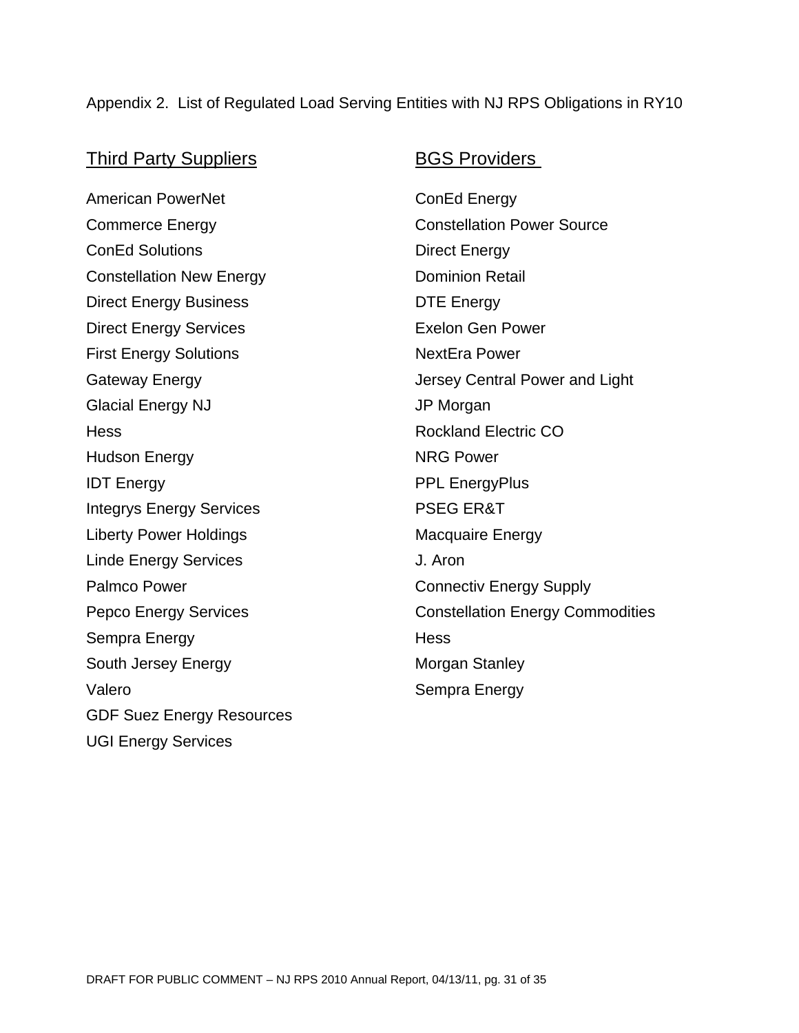Appendix 2. List of Regulated Load Serving Entities with NJ RPS Obligations in RY10

## Third Party Suppliers

American PowerNet
Commerce Energy
ConEd Solutions
Constellation New Energy
Direct Energy Business
Direct Energy Services
First Energy Solutions
Gateway Energy
Glacial Energy NJ
Hess
Hudson Energy
IDT Energy
Integrys Energy Services
Liberty Power Holdings
Linde Energy Services
Palmco Power
Pepco Energy Services
Sempra Energy
South Jersey Energy
Valero
GDF Suez Energy Resources
UGI Energy Services

## BGS Providers

ConEd Energy
Constellation Power Source
Direct Energy
Dominion Retail
DTE Energy
Exelon Gen Power
NextEra Power
Jersey Central Power and Light
JP Morgan
Rockland Electric CO
NRG Power
PPL EnergyPlus
PSEG ER&T
Macquaire Energy
J. Aron
Connectiv Energy Supply
Constellation Energy Commodities
Hess
Morgan Stanley
Sempra Energy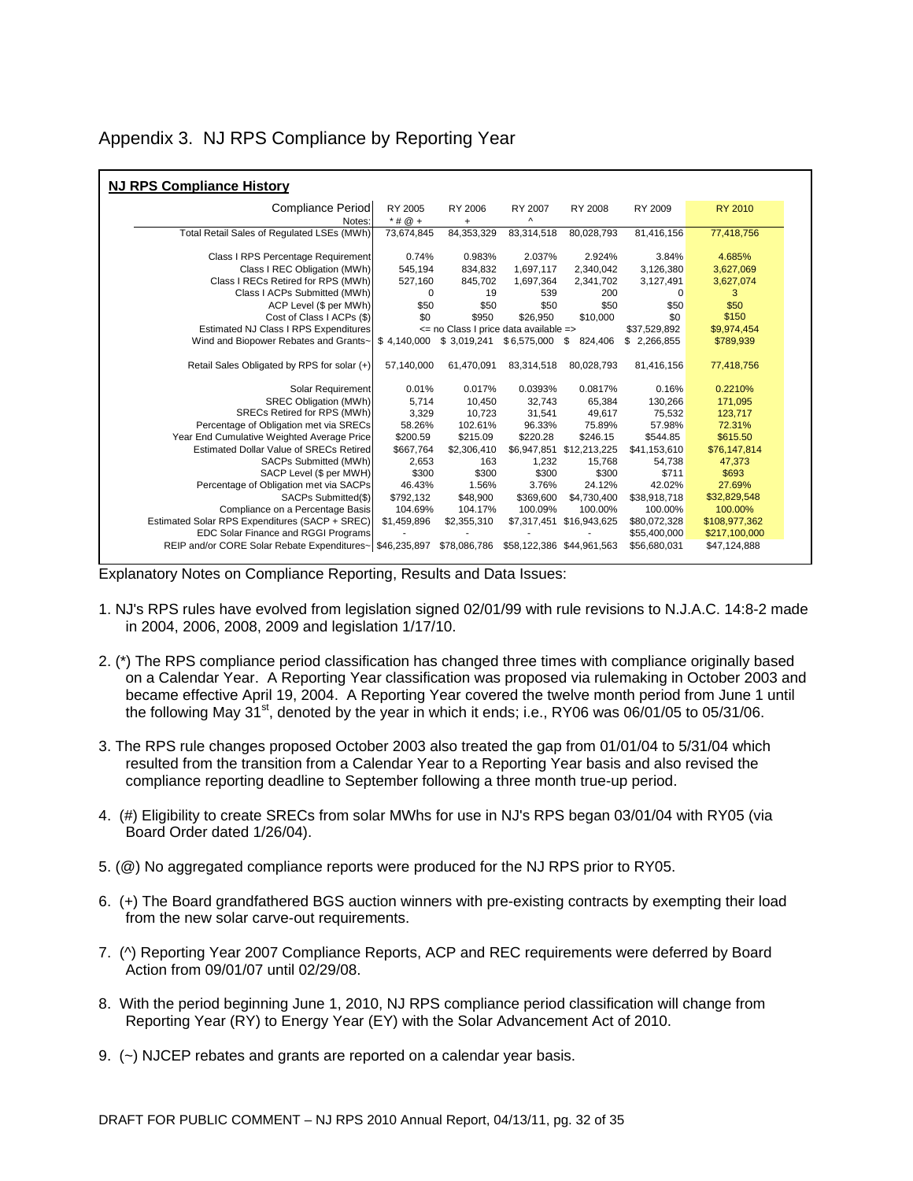# Appendix 3. NJ RPS Compliance by Reporting Year

**NJ RPS Compliance History**

| Compliance Period | RY 2005 | RY 2006 | RY 2007 | RY 2008 | RY 2009 | RY 2010 |
|---|---|---|---|---|---|---|
| Notes: | * # @ + | + | ^ | | | |
| Total Retail Sales of Regulated LSEs (MWh) | 73,674,845 | 84,353,329 | 83,314,518 | 80,028,793 | 81,416,156 | 77,418,756 |
| Class I RPS Percentage Requirement | 0.74% | 0.983% | 2.037% | 2.924% | 3.84% | 4.685% |
| Class I REC Obligation (MWh) | 545,194 | 834,832 | 1,697,117 | 2,340,042 | 3,126,380 | 3,627,069 |
| Class I RECs Retired for RPS (MWh) | 527,160 | 845,702 | 1,697,364 | 2,341,702 | 3,127,491 | 3,627,074 |
| Class I ACPs Submitted (MWh) | 0 | 19 | 539 | 200 | 0 | 3 |
| ACP Level ($ per MWh) | $50 | $50 | $50 | $50 | $50 | $50 |
| Cost of Class I ACPs ($) | $0 | $950 | $26,950 | $10,000 | $0 | $150 |
| Estimated NJ Class I RPS Expenditures | <= no Class I price data available => | | | | $37,529,892 | $9,974,454 |
| Wind and Biopower Rebates and Grants~ | $ 4,140,000 | $ 3,019,241 | $ 6,575,000 | $ 824,406 | $ 2,266,855 | $789,939 |
| Retail Sales Obligated by RPS for solar (+) | 57,140,000 | 61,470,091 | 83,314,518 | 80,028,793 | 81,416,156 | 77,418,756 |
| Solar Requirement | 0.01% | 0.017% | 0.0393% | 0.0817% | 0.16% | 0.2210% |
| SREC Obligation (MWh) | 5,714 | 10,450 | 32,743 | 65,384 | 130,266 | 171,095 |
| SRECs Retired for RPS (MWh) | 3,329 | 10,723 | 31,541 | 49,617 | 75,532 | 123,717 |
| Percentage of Obligation met via SRECs | 58.26% | 102.61% | 96.33% | 75.89% | 57.98% | 72.31% |
| Year End Cumulative Weighted Average Price | $200.59 | $215.09 | $220.28 | $246.15 | $544.85 | $615.50 |
| Estimated Dollar Value of SRECs Retired | $667,764 | $2,306,410 | $6,947,851 | $12,213,225 | $41,153,610 | $76,147,814 |
| SACPs Submitted (MWh) | 2,653 | 163 | 1,232 | 15,768 | 54,738 | 47,373 |
| SACP Level ($ per MWH) | $300 | $300 | $300 | $300 | $711 | $693 |
| Percentage of Obligation met via SACPs | 46.43% | 1.56% | 3.76% | 24.12% | 42.02% | 27.69% |
| SACPs Submitted($) | $792,132 | $48,900 | $369,600 | $4,730,400 | $38,918,718 | $32,829,548 |
| Compliance on a Percentage Basis | 104.69% | 104.17% | 100.09% | 100.00% | 100.00% | 100.00% |
| Estimated Solar RPS Expenditures (SACP + SREC) | $1,459,896 | $2,355,310 | $7,317,451 | $16,943,625 | $80,072,328 | $108,977,362 |
| EDC Solar Finance and RGGI Programs | - | - | - | - | $55,400,000 | $217,100,000 |
| REIP and/or CORE Solar Rebate Expenditures~ | $46,235,897 | $78,086,786 | $58,122,386 | $44,961,563 | $56,680,031 | $47,124,888 |

Explanatory Notes on Compliance Reporting, Results and Data Issues:

1. NJ's RPS rules have evolved from legislation signed 02/01/99 with rule revisions to N.J.A.C. 14:8-2 made in 2004, 2006, 2008, 2009 and legislation 1/17/10.
2. (*) The RPS compliance period classification has changed three times with compliance originally based on a Calendar Year. A Reporting Year classification was proposed via rulemaking in October 2003 and became effective April 19, 2004. A Reporting Year covered the twelve month period from June 1 until the following May 31st, denoted by the year in which it ends; i.e., RY06 was 06/01/05 to 05/31/06.
3. The RPS rule changes proposed October 2003 also treated the gap from 01/01/04 to 5/31/04 which resulted from the transition from a Calendar Year to a Reporting Year basis and also revised the compliance reporting deadline to September following a three month true-up period.
4. (#) Eligibility to create SRECs from solar MWhs for use in NJ's RPS began 03/01/04 with RY05 (via Board Order dated 1/26/04).
5. (@) No aggregated compliance reports were produced for the NJ RPS prior to RY05.
6. (+) The Board grandfathered BGS auction winners with pre-existing contracts by exempting their load from the new solar carve-out requirements.
7. (^) Reporting Year 2007 Compliance Reports, ACP and REC requirements were deferred by Board Action from 09/01/07 until 02/29/08.
8. With the period beginning June 1, 2010, NJ RPS compliance period classification will change from Reporting Year (RY) to Energy Year (EY) with the Solar Advancement Act of 2010.
9. (~) NJCEP rebates and grants are reported on a calendar year basis.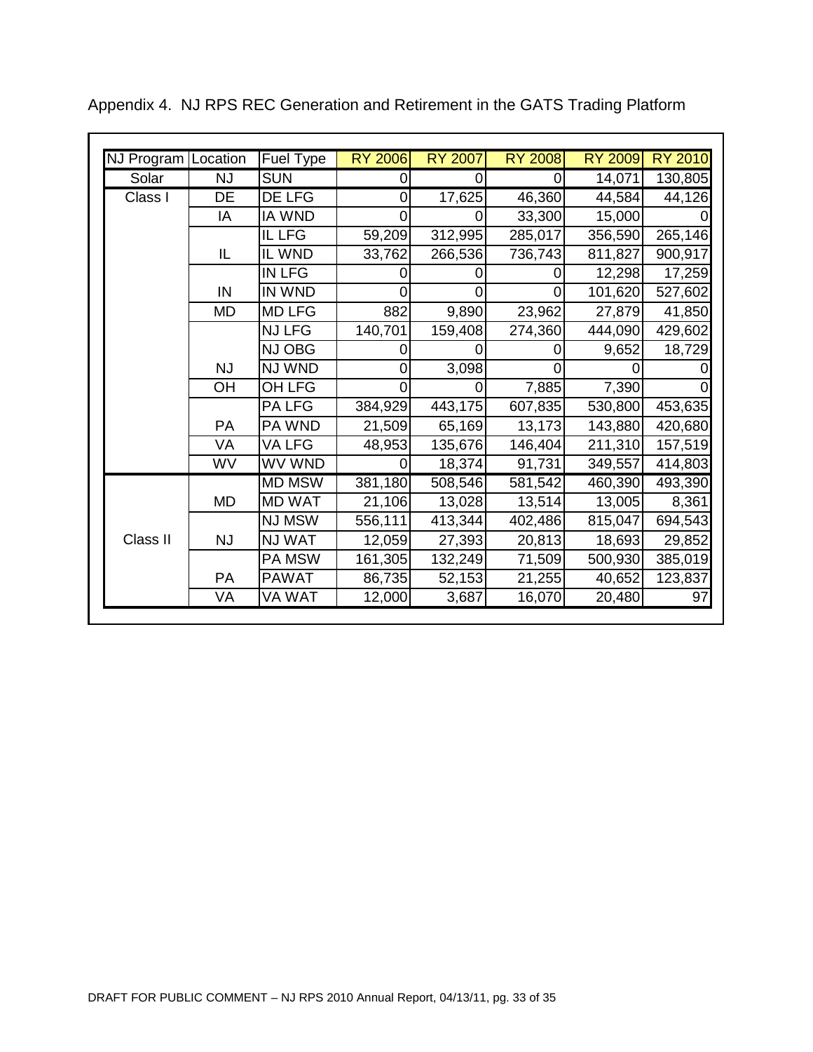Appendix 4. NJ RPS REC Generation and Retirement in the GATS Trading Platform

| NJ Program | Location | Fuel Type | RY 2006 | RY 2007 | RY 2008 | RY 2009 | RY 2010 |
|---|---|---|---|---|---|---|---|
| Solar | NJ | SUN | 0 | 0 | 0 | 14,071 | 130,805 |
| Class I | DE | DE LFG | 0 | 17,625 | 46,360 | 44,584 | 44,126 |
| | IA | IA WND | 0 | 0 | 33,300 | 15,000 | 0 |
| | IL | IL LFG | 59,209 | 312,995 | 285,017 | 356,590 | 265,146 |
| | | IL WND | 33,762 | 266,536 | 736,743 | 811,827 | 900,917 |
| | IN | IN LFG | 0 | 0 | 0 | 12,298 | 17,259 |
| | | IN WND | 0 | 0 | 0 | 101,620 | 527,602 |
| | MD | MD LFG | 882 | 9,890 | 23,962 | 27,879 | 41,850 |
| | NJ | NJ LFG | 140,701 | 159,408 | 274,360 | 444,090 | 429,602 |
| | | NJ OBG | 0 | 0 | 0 | 9,652 | 18,729 |
| | | NJ WND | 0 | 3,098 | 0 | 0 | 0 |
| | OH | OH LFG | 0 | 0 | 7,885 | 7,390 | 0 |
| | PA | PA LFG | 384,929 | 443,175 | 607,835 | 530,800 | 453,635 |
| | | PA WND | 21,509 | 65,169 | 13,173 | 143,880 | 420,680 |
| | VA | VA LFG | 48,953 | 135,676 | 146,404 | 211,310 | 157,519 |
| | WV | WV WND | 0 | 18,374 | 91,731 | 349,557 | 414,803 |
| Class II | MD | MD MSW | 381,180 | 508,546 | 581,542 | 460,390 | 493,390 |
| | | MD WAT | 21,106 | 13,028 | 13,514 | 13,005 | 8,361 |
| | NJ | NJ MSW | 556,111 | 413,344 | 402,486 | 815,047 | 694,543 |
| | | NJ WAT | 12,059 | 27,393 | 20,813 | 18,693 | 29,852 |
| | PA | PA MSW | 161,305 | 132,249 | 71,509 | 500,930 | 385,019 |
| | | PAWAT | 86,735 | 52,153 | 21,255 | 40,652 | 123,837 |
| | VA | VA WAT | 12,000 | 3,687 | 16,070 | 20,480 | 97 |

DRAFT FOR PUBLIC COMMENT – NJ RPS 2010 Annual Report, 04/13/11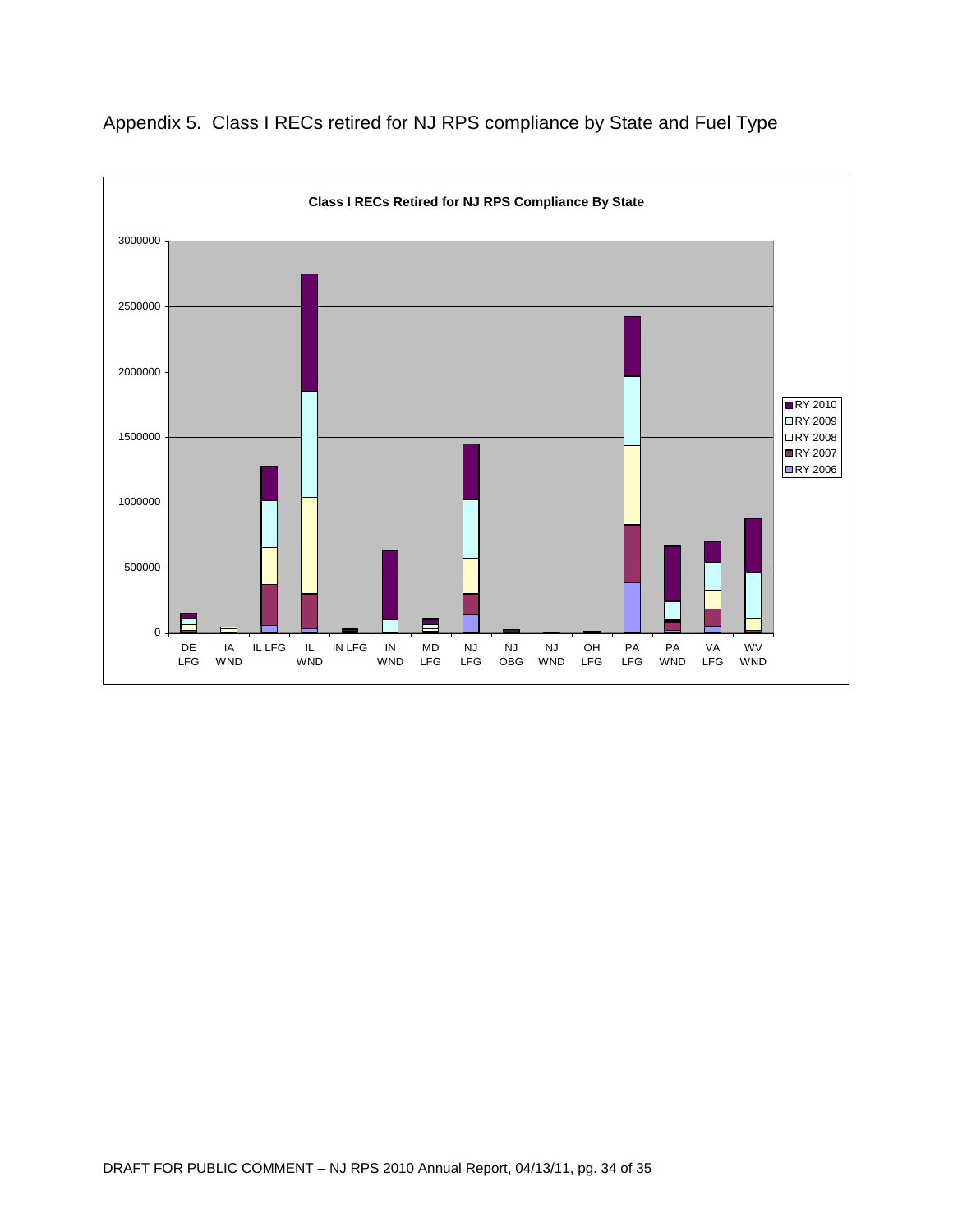# Appendix 5. Class I RECs retired for NJ RPS compliance by State and Fuel Type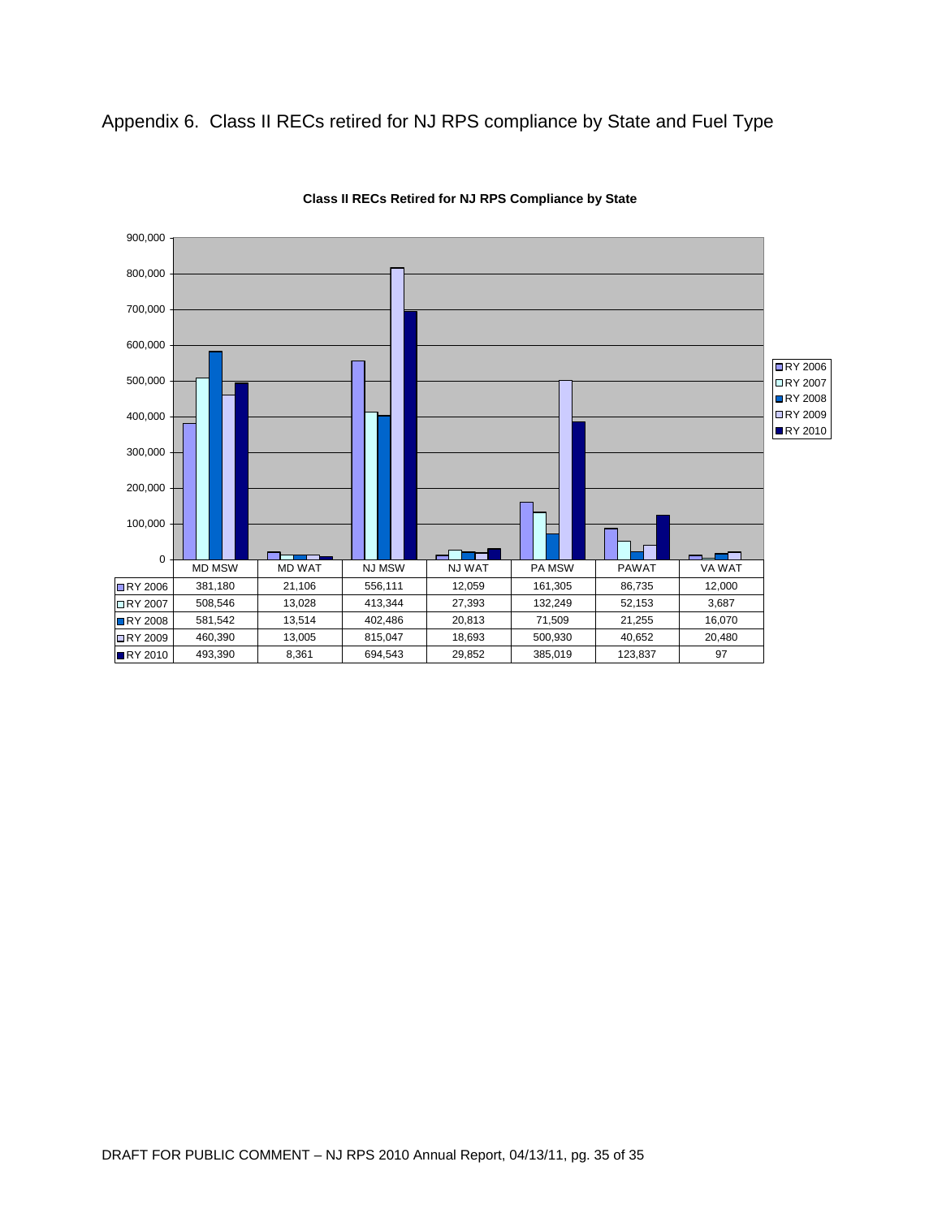# Appendix 6. Class II RECs retired for NJ RPS compliance by State and Fuel Type

**Class II RECs Retired for NJ RPS Compliance by State**

900,000
800,000
700,000
600,000
500,000
400,000
300,000
200,000
100,000
0

RY 2006
RY 2007
RY 2008
RY 2009
RY 2010

| | MD MSW | MD WAT | NJ MSW | NJ WAT | PA MSW | PAWAT | VA WAT |
|---|---|---|---|---|---|---|---|
| RY 2006 | 381,180 | 21,106 | 556,111 | 12,059 | 161,305 | 86,735 | 12,000 |
| RY 2007 | 508,546 | 13,028 | 413,344 | 27,393 | 132,249 | 52,153 | 3,687 |
| RY 2008 | 581,542 | 13,514 | 402,486 | 20,813 | 71,509 | 21,255 | 16,070 |
| RY 2009 | 460,390 | 13,005 | 815,047 | 18,693 | 500,930 | 40,652 | 20,480 |
| RY 2010 | 493,390 | 8,361 | 694,543 | 29,852 | 385,019 | 123,837 | 97 |